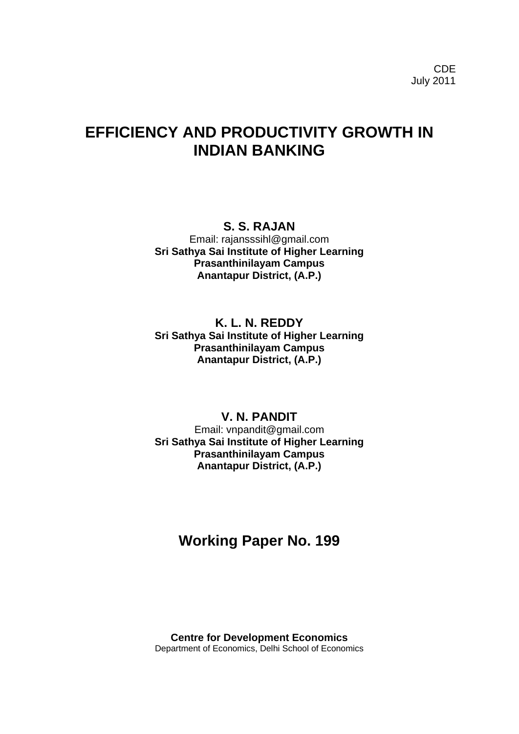CDE
July 2011

# EFFICIENCY AND PRODUCTIVITY GROWTH IN INDIAN BANKING

**S. S. RAJAN**
Email: rajansssihl@gmail.com
**Sri Sathya Sai Institute of Higher Learning**
**Prasanthinilayam Campus**
**Anantapur District, (A.P.)**

**K. L. N. REDDY**
**Sri Sathya Sai Institute of Higher Learning**
**Prasanthinilayam Campus**
**Anantapur District, (A.P.)**

**V. N. PANDIT**
Email: vnpandit@gmail.com
**Sri Sathya Sai Institute of Higher Learning**
**Prasanthinilayam Campus**
**Anantapur District, (A.P.)**

## Working Paper No. 199

**Centre for Development Economics**
Department of Economics, Delhi School of Economics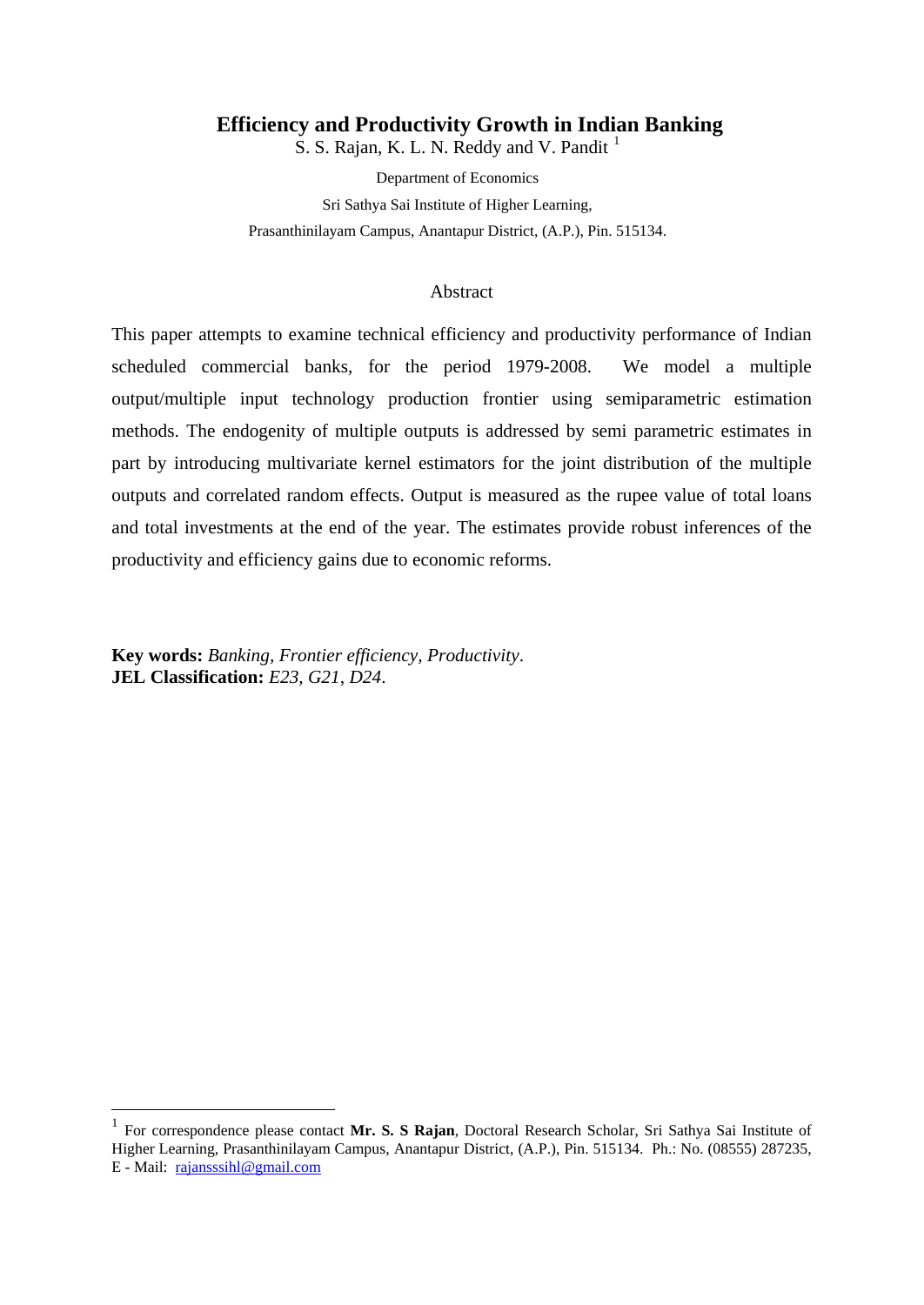# Efficiency and Productivity Growth in Indian Banking

S. S. Rajan, K. L. N. Reddy and V. Pandit [1]

Department of Economics

Sri Sathya Sai Institute of Higher Learning,

Prasanthinilayam Campus, Anantapur District, (A.P.), Pin. 515134.

## Abstract

This paper attempts to examine technical efficiency and productivity performance of Indian scheduled commercial banks, for the period 1979-2008. We model a multiple output/multiple input technology production frontier using semiparametric estimation methods. The endogenity of multiple outputs is addressed by semi parametric estimates in part by introducing multivariate kernel estimators for the joint distribution of the multiple outputs and correlated random effects. Output is measured as the rupee value of total loans and total investments at the end of the year. The estimates provide robust inferences of the productivity and efficiency gains due to economic reforms.

**Key words:** *Banking, Frontier efficiency, Productivity*.
**JEL Classification:** *E23, G21, D24*.

---

[1] For correspondence please contact **Mr. S. S Rajan**, Doctoral Research Scholar, Sri Sathya Sai Institute of Higher Learning, Prasanthinilayam Campus, Anantapur District, (A.P.), Pin. 515134. Ph.: No. (08555) 287235, E - Mail: rajansssihl@gmail.com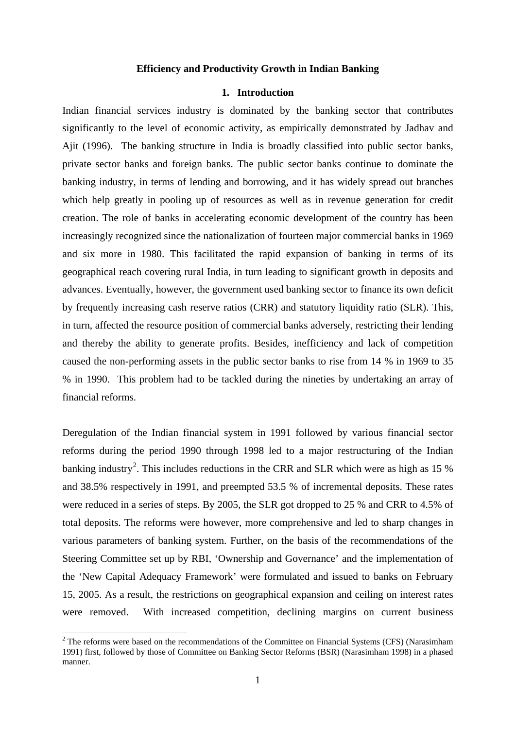# Efficiency and Productivity Growth in Indian Banking

## 1. Introduction

Indian financial services industry is dominated by the banking sector that contributes significantly to the level of economic activity, as empirically demonstrated by Jadhav and Ajit (1996). The banking structure in India is broadly classified into public sector banks, private sector banks and foreign banks. The public sector banks continue to dominate the banking industry, in terms of lending and borrowing, and it has widely spread out branches which help greatly in pooling up of resources as well as in revenue generation for credit creation. The role of banks in accelerating economic development of the country has been increasingly recognized since the nationalization of fourteen major commercial banks in 1969 and six more in 1980. This facilitated the rapid expansion of banking in terms of its geographical reach covering rural India, in turn leading to significant growth in deposits and advances. Eventually, however, the government used banking sector to finance its own deficit by frequently increasing cash reserve ratios (CRR) and statutory liquidity ratio (SLR). This, in turn, affected the resource position of commercial banks adversely, restricting their lending and thereby the ability to generate profits. Besides, inefficiency and lack of competition caused the non-performing assets in the public sector banks to rise from 14 % in 1969 to 35 % in 1990. This problem had to be tackled during the nineties by undertaking an array of financial reforms.

Deregulation of the Indian financial system in 1991 followed by various financial sector reforms during the period 1990 through 1998 led to a major restructuring of the Indian banking industry[2]. This includes reductions in the CRR and SLR which were as high as 15 % and 38.5% respectively in 1991, and preempted 53.5 % of incremental deposits. These rates were reduced in a series of steps. By 2005, the SLR got dropped to 25 % and CRR to 4.5% of total deposits. The reforms were however, more comprehensive and led to sharp changes in various parameters of banking system. Further, on the basis of the recommendations of the Steering Committee set up by RBI, 'Ownership and Governance' and the implementation of the 'New Capital Adequacy Framework' were formulated and issued to banks on February 15, 2005. As a result, the restrictions on geographical expansion and ceiling on interest rates were removed. With increased competition, declining margins on current business

[2] The reforms were based on the recommendations of the Committee on Financial Systems (CFS) (Narasimham 1991) first, followed by those of Committee on Banking Sector Reforms (BSR) (Narasimham 1998) in a phased manner.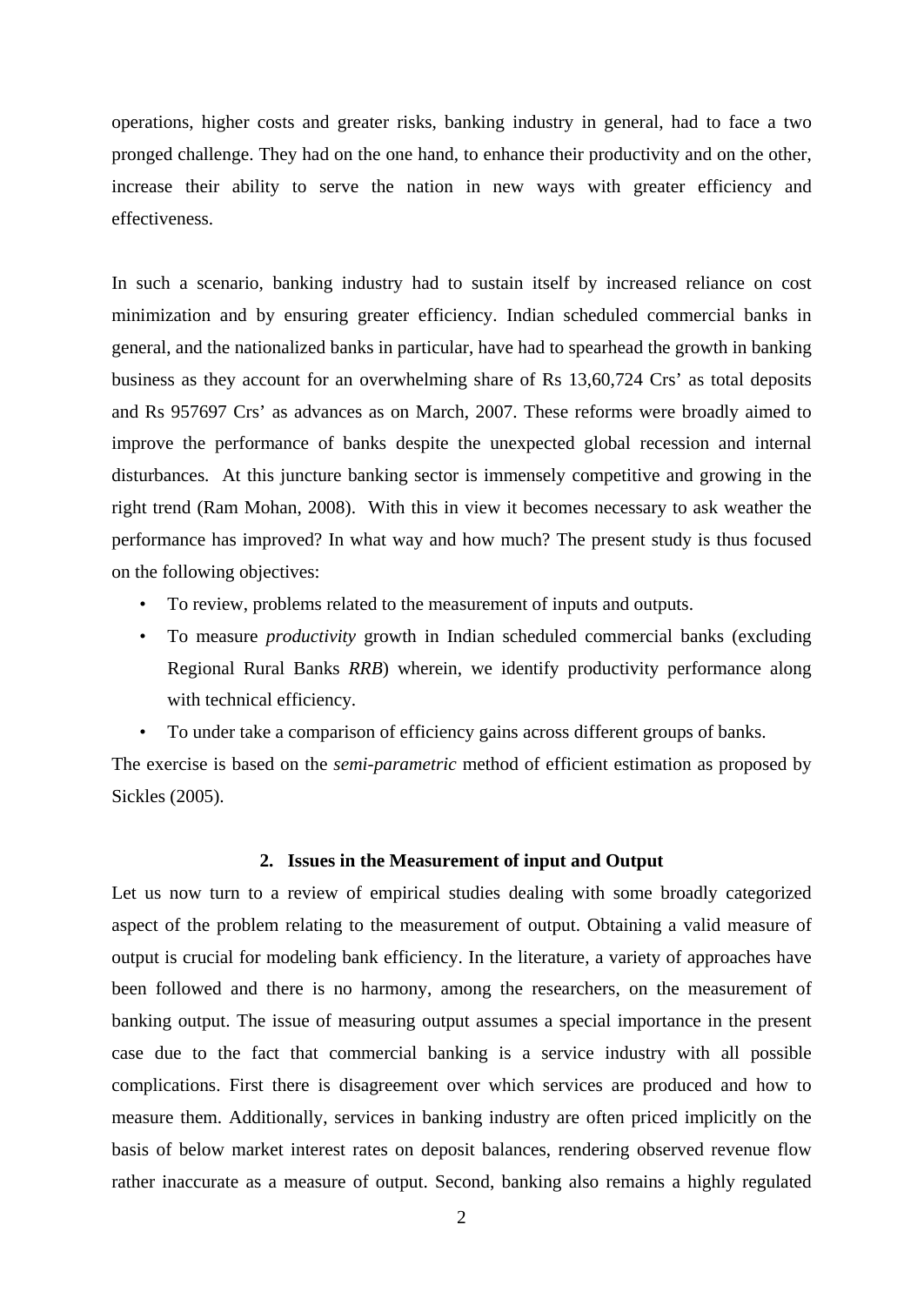operations, higher costs and greater risks, banking industry in general, had to face a two pronged challenge. They had on the one hand, to enhance their productivity and on the other, increase their ability to serve the nation in new ways with greater efficiency and effectiveness.

In such a scenario, banking industry had to sustain itself by increased reliance on cost minimization and by ensuring greater efficiency. Indian scheduled commercial banks in general, and the nationalized banks in particular, have had to spearhead the growth in banking business as they account for an overwhelming share of Rs 13,60,724 Crs' as total deposits and Rs 957697 Crs' as advances as on March, 2007. These reforms were broadly aimed to improve the performance of banks despite the unexpected global recession and internal disturbances. At this juncture banking sector is immensely competitive and growing in the right trend (Ram Mohan, 2008). With this in view it becomes necessary to ask weather the performance has improved? In what way and how much? The present study is thus focused on the following objectives:

- To review, problems related to the measurement of inputs and outputs.
- To measure *productivity* growth in Indian scheduled commercial banks (excluding Regional Rural Banks *RRB*) wherein, we identify productivity performance along with technical efficiency.
- To under take a comparison of efficiency gains across different groups of banks.

The exercise is based on the *semi-parametric* method of efficient estimation as proposed by Sickles (2005).

## 2. Issues in the Measurement of input and Output

Let us now turn to a review of empirical studies dealing with some broadly categorized aspect of the problem relating to the measurement of output. Obtaining a valid measure of output is crucial for modeling bank efficiency. In the literature, a variety of approaches have been followed and there is no harmony, among the researchers, on the measurement of banking output. The issue of measuring output assumes a special importance in the present case due to the fact that commercial banking is a service industry with all possible complications. First there is disagreement over which services are produced and how to measure them. Additionally, services in banking industry are often priced implicitly on the basis of below market interest rates on deposit balances, rendering observed revenue flow rather inaccurate as a measure of output. Second, banking also remains a highly regulated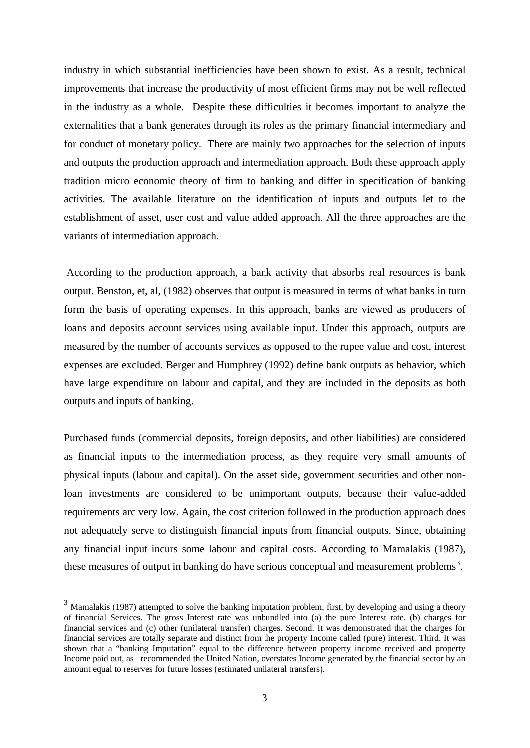industry in which substantial inefficiencies have been shown to exist. As a result, technical improvements that increase the productivity of most efficient firms may not be well reflected in the industry as a whole. Despite these difficulties it becomes important to analyze the externalities that a bank generates through its roles as the primary financial intermediary and for conduct of monetary policy. There are mainly two approaches for the selection of inputs and outputs the production approach and intermediation approach. Both these approach apply tradition micro economic theory of firm to banking and differ in specification of banking activities. The available literature on the identification of inputs and outputs let to the establishment of asset, user cost and value added approach. All the three approaches are the variants of intermediation approach.

According to the production approach, a bank activity that absorbs real resources is bank output. Benston, et, al, (1982) observes that output is measured in terms of what banks in turn form the basis of operating expenses. In this approach, banks are viewed as producers of loans and deposits account services using available input. Under this approach, outputs are measured by the number of accounts services as opposed to the rupee value and cost, interest expenses are excluded. Berger and Humphrey (1992) define bank outputs as behavior, which have large expenditure on labour and capital, and they are included in the deposits as both outputs and inputs of banking.

Purchased funds (commercial deposits, foreign deposits, and other liabilities) are considered as financial inputs to the intermediation process, as they require very small amounts of physical inputs (labour and capital). On the asset side, government securities and other non-loan investments are considered to be unimportant outputs, because their value-added requirements arc very low. Again, the cost criterion followed in the production approach does not adequately serve to distinguish financial inputs from financial outputs. Since, obtaining any financial input incurs some labour and capital costs. According to Mamalakis (1987), these measures of output in banking do have serious conceptual and measurement problems[3].

[3] Mamalakis (1987) attempted to solve the banking imputation problem, first, by developing and using a theory of financial Services. The gross Interest rate was unbundled into (a) the pure Interest rate. (b) charges for financial services and (c) other (unilateral transfer) charges. Second. It was demonstrated that the charges for financial services are totally separate and distinct from the property Income called (pure) interest. Third. It was shown that a "banking Imputation" equal to the difference between property income received and property Income paid out, as recommended the United Nation, overstates Income generated by the financial sector by an amount equal to reserves for future losses (estimated unilateral transfers).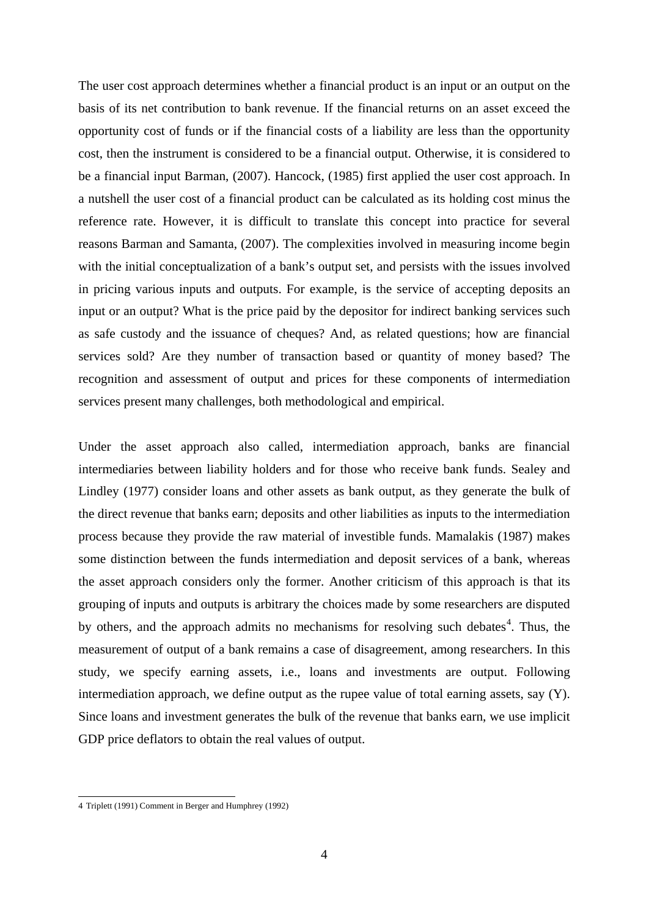The user cost approach determines whether a financial product is an input or an output on the basis of its net contribution to bank revenue. If the financial returns on an asset exceed the opportunity cost of funds or if the financial costs of a liability are less than the opportunity cost, then the instrument is considered to be a financial output. Otherwise, it is considered to be a financial input Barman, (2007). Hancock, (1985) first applied the user cost approach. In a nutshell the user cost of a financial product can be calculated as its holding cost minus the reference rate. However, it is difficult to translate this concept into practice for several reasons Barman and Samanta, (2007). The complexities involved in measuring income begin with the initial conceptualization of a bank's output set, and persists with the issues involved in pricing various inputs and outputs. For example, is the service of accepting deposits an input or an output? What is the price paid by the depositor for indirect banking services such as safe custody and the issuance of cheques? And, as related questions; how are financial services sold? Are they number of transaction based or quantity of money based? The recognition and assessment of output and prices for these components of intermediation services present many challenges, both methodological and empirical.

Under the asset approach also called, intermediation approach, banks are financial intermediaries between liability holders and for those who receive bank funds. Sealey and Lindley (1977) consider loans and other assets as bank output, as they generate the bulk of the direct revenue that banks earn; deposits and other liabilities as inputs to the intermediation process because they provide the raw material of investible funds. Mamalakis (1987) makes some distinction between the funds intermediation and deposit services of a bank, whereas the asset approach considers only the former. Another criticism of this approach is that its grouping of inputs and outputs is arbitrary the choices made by some researchers are disputed by others, and the approach admits no mechanisms for resolving such debates[4]. Thus, the measurement of output of a bank remains a case of disagreement, among researchers. In this study, we specify earning assets, i.e., loans and investments are output. Following intermediation approach, we define output as the rupee value of total earning assets, say (Y). Since loans and investment generates the bulk of the revenue that banks earn, we use implicit GDP price deflators to obtain the real values of output.

---

4 Triplett (1991) Comment in Berger and Humphrey (1992)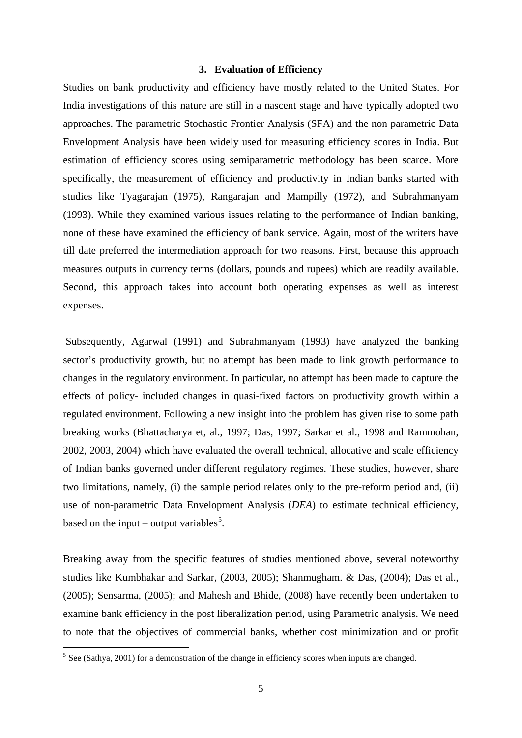## 3. Evaluation of Efficiency

Studies on bank productivity and efficiency have mostly related to the United States. For India investigations of this nature are still in a nascent stage and have typically adopted two approaches. The parametric Stochastic Frontier Analysis (SFA) and the non parametric Data Envelopment Analysis have been widely used for measuring efficiency scores in India. But estimation of efficiency scores using semiparametric methodology has been scarce. More specifically, the measurement of efficiency and productivity in Indian banks started with studies like Tyagarajan (1975), Rangarajan and Mampilly (1972), and Subrahmanyam (1993). While they examined various issues relating to the performance of Indian banking, none of these have examined the efficiency of bank service. Again, most of the writers have till date preferred the intermediation approach for two reasons. First, because this approach measures outputs in currency terms (dollars, pounds and rupees) which are readily available. Second, this approach takes into account both operating expenses as well as interest expenses.

Subsequently, Agarwal (1991) and Subrahmanyam (1993) have analyzed the banking sector's productivity growth, but no attempt has been made to link growth performance to changes in the regulatory environment. In particular, no attempt has been made to capture the effects of policy- included changes in quasi-fixed factors on productivity growth within a regulated environment. Following a new insight into the problem has given rise to some path breaking works (Bhattacharya et, al., 1997; Das, 1997; Sarkar et al., 1998 and Rammohan, 2002, 2003, 2004) which have evaluated the overall technical, allocative and scale efficiency of Indian banks governed under different regulatory regimes. These studies, however, share two limitations, namely, (i) the sample period relates only to the pre-reform period and, (ii) use of non-parametric Data Envelopment Analysis (*DEA*) to estimate technical efficiency, based on the input – output variables[5].

Breaking away from the specific features of studies mentioned above, several noteworthy studies like Kumbhakar and Sarkar, (2003, 2005); Shanmugham. & Das, (2004); Das et al., (2005); Sensarma, (2005); and Mahesh and Bhide, (2008) have recently been undertaken to examine bank efficiency in the post liberalization period, using Parametric analysis. We need to note that the objectives of commercial banks, whether cost minimization and or profit

[5] See (Sathya, 2001) for a demonstration of the change in efficiency scores when inputs are changed.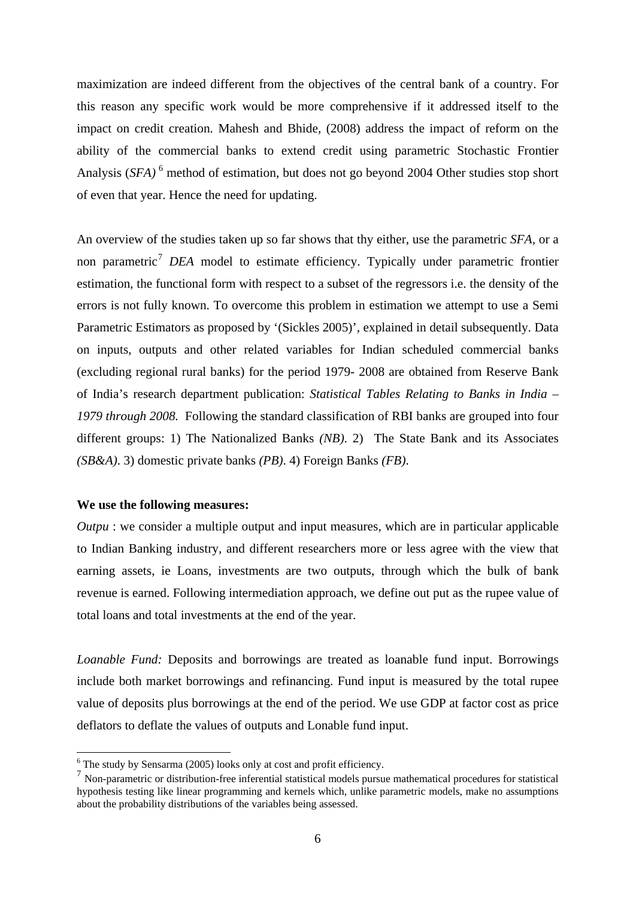maximization are indeed different from the objectives of the central bank of a country. For this reason any specific work would be more comprehensive if it addressed itself to the impact on credit creation. Mahesh and Bhide, (2008) address the impact of reform on the ability of the commercial banks to extend credit using parametric Stochastic Frontier Analysis (*SFA)* [6] method of estimation, but does not go beyond 2004 Other studies stop short of even that year. Hence the need for updating.

An overview of the studies taken up so far shows that thy either, use the parametric *SFA*, or a non parametric[7] *DEA* model to estimate efficiency. Typically under parametric frontier estimation, the functional form with respect to a subset of the regressors i.e. the density of the errors is not fully known. To overcome this problem in estimation we attempt to use a Semi Parametric Estimators as proposed by '(Sickles 2005)', explained in detail subsequently. Data on inputs, outputs and other related variables for Indian scheduled commercial banks (excluding regional rural banks) for the period 1979- 2008 are obtained from Reserve Bank of India's research department publication: *Statistical Tables Relating to Banks in India – 1979 through 2008.* Following the standard classification of RBI banks are grouped into four different groups: 1) The Nationalized Banks *(NB)*. 2) The State Bank and its Associates *(SB&A)*. 3) domestic private banks *(PB)*. 4) Foreign Banks *(FB)*.

**We use the following measures:**

*Outpu* : we consider a multiple output and input measures, which are in particular applicable to Indian Banking industry, and different researchers more or less agree with the view that earning assets, ie Loans, investments are two outputs, through which the bulk of bank revenue is earned. Following intermediation approach, we define out put as the rupee value of total loans and total investments at the end of the year.

*Loanable Fund:* Deposits and borrowings are treated as loanable fund input. Borrowings include both market borrowings and refinancing. Fund input is measured by the total rupee value of deposits plus borrowings at the end of the period. We use GDP at factor cost as price deflators to deflate the values of outputs and Lonable fund input.

---

[6] The study by Sensarma (2005) looks only at cost and profit efficiency.

[7] Non-parametric or distribution-free inferential statistical models pursue mathematical procedures for statistical hypothesis testing like linear programming and kernels which, unlike parametric models, make no assumptions about the probability distributions of the variables being assessed.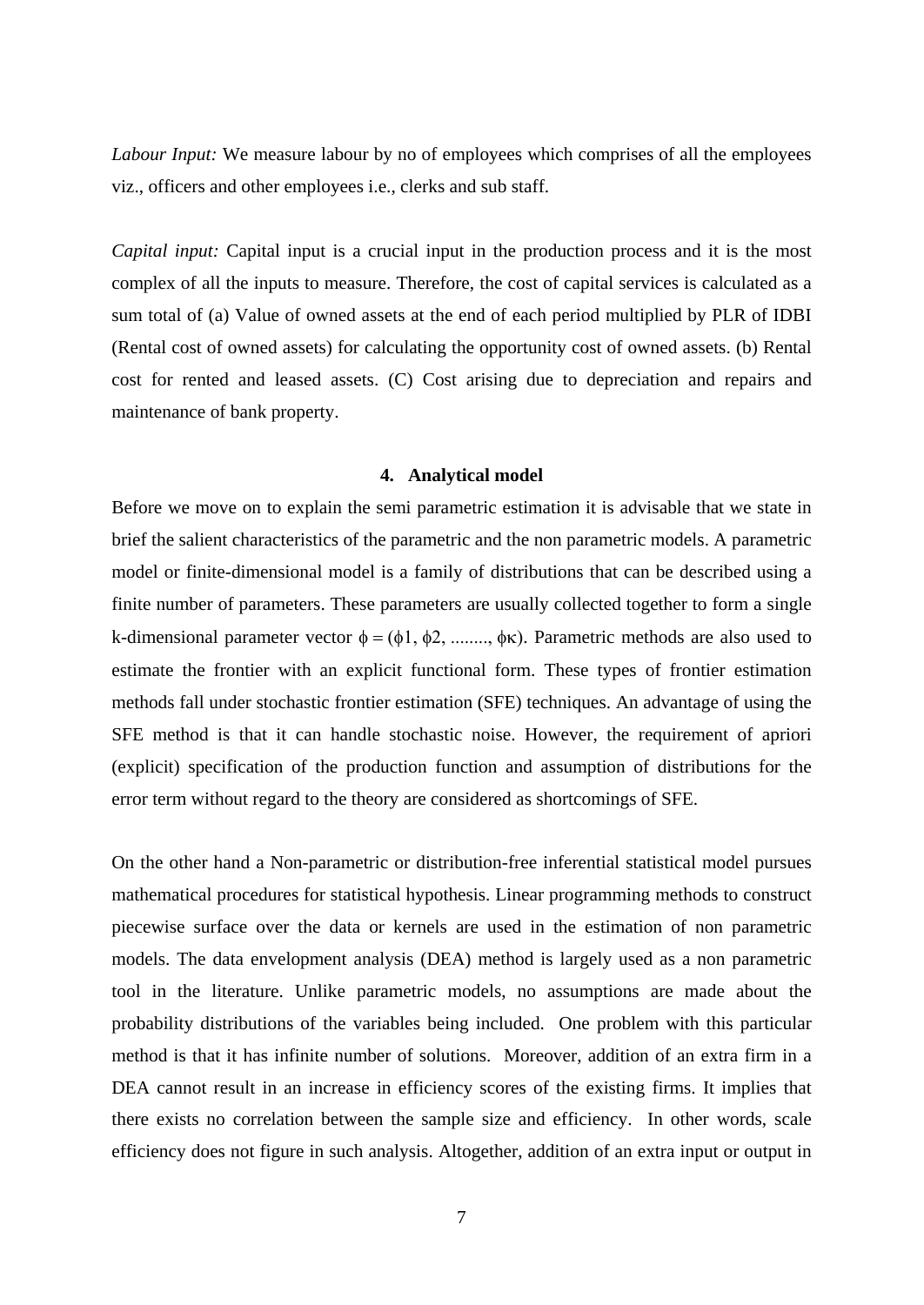*Labour Input:* We measure labour by no of employees which comprises of all the employees viz., officers and other employees i.e., clerks and sub staff.

*Capital input:* Capital input is a crucial input in the production process and it is the most complex of all the inputs to measure. Therefore, the cost of capital services is calculated as a sum total of (a) Value of owned assets at the end of each period multiplied by PLR of IDBI (Rental cost of owned assets) for calculating the opportunity cost of owned assets. (b) Rental cost for rented and leased assets. (C) Cost arising due to depreciation and repairs and maintenance of bank property.

## 4. Analytical model

Before we move on to explain the semi parametric estimation it is advisable that we state in brief the salient characteristics of the parametric and the non parametric models. A parametric model or finite-dimensional model is a family of distributions that can be described using a finite number of parameters. These parameters are usually collected together to form a single k-dimensional parameter vector $\phi = (\phi 1, \phi 2, \ldots\ldots.., \phi \kappa)$. Parametric methods are also used to estimate the frontier with an explicit functional form. These types of frontier estimation methods fall under stochastic frontier estimation (SFE) techniques. An advantage of using the SFE method is that it can handle stochastic noise. However, the requirement of apriori (explicit) specification of the production function and assumption of distributions for the error term without regard to the theory are considered as shortcomings of SFE.

On the other hand a Non-parametric or distribution-free inferential statistical model pursues mathematical procedures for statistical hypothesis. Linear programming methods to construct piecewise surface over the data or kernels are used in the estimation of non parametric models. The data envelopment analysis (DEA) method is largely used as a non parametric tool in the literature. Unlike parametric models, no assumptions are made about the probability distributions of the variables being included. One problem with this particular method is that it has infinite number of solutions. Moreover, addition of an extra firm in a DEA cannot result in an increase in efficiency scores of the existing firms. It implies that there exists no correlation between the sample size and efficiency. In other words, scale efficiency does not figure in such analysis. Altogether, addition of an extra input or output in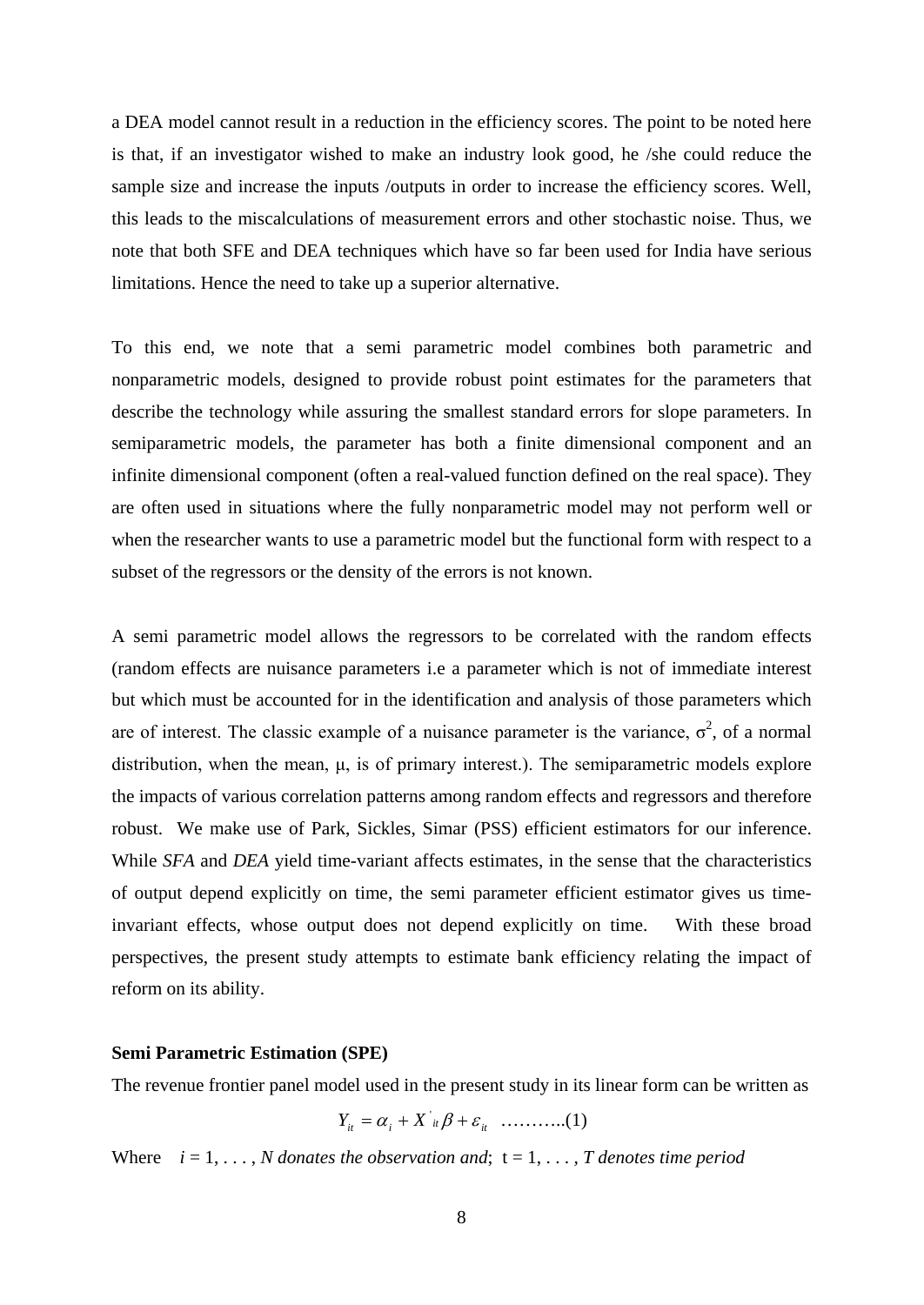a DEA model cannot result in a reduction in the efficiency scores. The point to be noted here is that, if an investigator wished to make an industry look good, he /she could reduce the sample size and increase the inputs /outputs in order to increase the efficiency scores. Well, this leads to the miscalculations of measurement errors and other stochastic noise. Thus, we note that both SFE and DEA techniques which have so far been used for India have serious limitations. Hence the need to take up a superior alternative.

To this end, we note that a semi parametric model combines both parametric and nonparametric models, designed to provide robust point estimates for the parameters that describe the technology while assuring the smallest standard errors for slope parameters. In semiparametric models, the parameter has both a finite dimensional component and an infinite dimensional component (often a real-valued function defined on the real space). They are often used in situations where the fully nonparametric model may not perform well or when the researcher wants to use a parametric model but the functional form with respect to a subset of the regressors or the density of the errors is not known.

A semi parametric model allows the regressors to be correlated with the random effects (random effects are nuisance parameters i.e a parameter which is not of immediate interest but which must be accounted for in the identification and analysis of those parameters which are of interest. The classic example of a nuisance parameter is the variance, $\sigma^2$, of a normal distribution, when the mean, $\mu$, is of primary interest.). The semiparametric models explore the impacts of various correlation patterns among random effects and regressors and therefore robust. We make use of Park, Sickles, Simar (PSS) efficient estimators for our inference. While *SFA* and *DEA* yield time-variant affects estimates, in the sense that the characteristics of output depend explicitly on time, the semi parameter efficient estimator gives us time-invariant effects, whose output does not depend explicitly on time. With these broad perspectives, the present study attempts to estimate bank efficiency relating the impact of reform on its ability.

**Semi Parametric Estimation (SPE)**

The revenue frontier panel model used in the present study in its linear form can be written as

$$Y_{it} = \alpha_i + X'_{it}\beta + \varepsilon_{it} \quad \text{………..(1)}$$

Where $i = 1, \ldots, N$ *donates the observation and*; $t = 1, \ldots, T$ *denotes time period*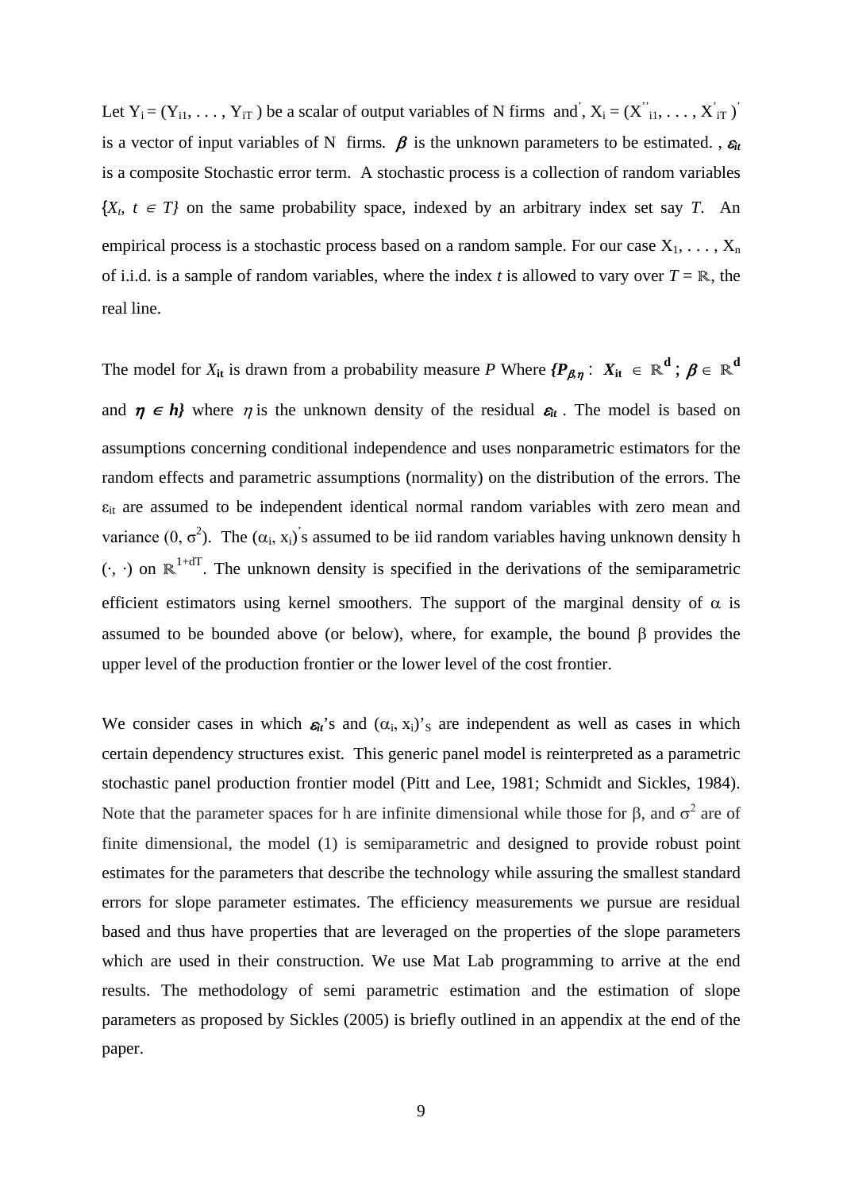Let $Y_i = (Y_{i1}, \ldots, Y_{iT})$ be a scalar of output variables of N firms and', $X_i = (X''_{i1}, \ldots, X'_{iT})'$ is a vector of input variables of N firms. $\beta$ is the unknown parameters to be estimated. , $\varepsilon_{it}$ is a composite Stochastic error term. A stochastic process is a collection of random variables $\{X_t,\ t \in T\}$ on the same probability space, indexed by an arbitrary index set say *T*. An empirical process is a stochastic process based on a random sample. For our case $X_1, \ldots, X_n$ of i.i.d. is a sample of random variables, where the index *t* is allowed to vary over $T = \mathbb{R}$, the real line.

The model for $X_{it}$ is drawn from a probability measure *P* Where $\{P_{\beta,\eta} : X_{it} \in \mathbb{R}^d ; \beta \in \mathbb{R}^d$ and $\eta \in h\}$ where $\eta$ is the unknown density of the residual $\varepsilon_{it}$. The model is based on assumptions concerning conditional independence and uses nonparametric estimators for the random effects and parametric assumptions (normality) on the distribution of the errors. The $\varepsilon_{it}$ are assumed to be independent identical normal random variables with zero mean and variance $(0, \sigma^2)$. The $(\alpha_i, x_i)'$s assumed to be iid random variables having unknown density h $(\cdot, \cdot)$ on $\mathbb{R}^{1+dT}$. The unknown density is specified in the derivations of the semiparametric efficient estimators using kernel smoothers. The support of the marginal density of $\alpha$ is assumed to be bounded above (or below), where, for example, the bound $\beta$ provides the upper level of the production frontier or the lower level of the cost frontier.

We consider cases in which $\varepsilon_{it}$'s and $(\alpha_i, x_i)$'$_S$ are independent as well as cases in which certain dependency structures exist. This generic panel model is reinterpreted as a parametric stochastic panel production frontier model (Pitt and Lee, 1981; Schmidt and Sickles, 1984). Note that the parameter spaces for h are infinite dimensional while those for $\beta$, and $\sigma^2$ are of finite dimensional, the model (1) is semiparametric and designed to provide robust point estimates for the parameters that describe the technology while assuring the smallest standard errors for slope parameter estimates. The efficiency measurements we pursue are residual based and thus have properties that are leveraged on the properties of the slope parameters which are used in their construction. We use Mat Lab programming to arrive at the end results. The methodology of semi parametric estimation and the estimation of slope parameters as proposed by Sickles (2005) is briefly outlined in an appendix at the end of the paper.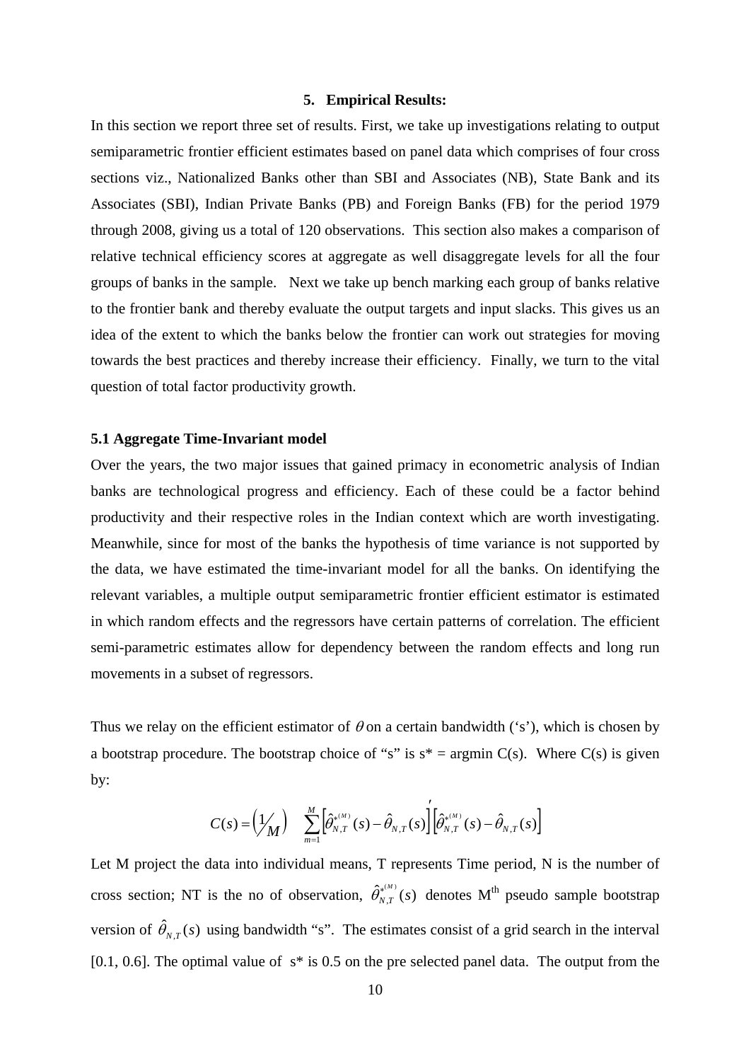## 5. Empirical Results:

In this section we report three set of results. First, we take up investigations relating to output semiparametric frontier efficient estimates based on panel data which comprises of four cross sections viz., Nationalized Banks other than SBI and Associates (NB), State Bank and its Associates (SBI), Indian Private Banks (PB) and Foreign Banks (FB) for the period 1979 through 2008, giving us a total of 120 observations. This section also makes a comparison of relative technical efficiency scores at aggregate as well disaggregate levels for all the four groups of banks in the sample. Next we take up bench marking each group of banks relative to the frontier bank and thereby evaluate the output targets and input slacks. This gives us an idea of the extent to which the banks below the frontier can work out strategies for moving towards the best practices and thereby increase their efficiency. Finally, we turn to the vital question of total factor productivity growth.

### 5.1 Aggregate Time-Invariant model

Over the years, the two major issues that gained primacy in econometric analysis of Indian banks are technological progress and efficiency. Each of these could be a factor behind productivity and their respective roles in the Indian context which are worth investigating. Meanwhile, since for most of the banks the hypothesis of time variance is not supported by the data, we have estimated the time-invariant model for all the banks. On identifying the relevant variables, a multiple output semiparametric frontier efficient estimator is estimated in which random effects and the regressors have certain patterns of correlation. The efficient semi-parametric estimates allow for dependency between the random effects and long run movements in a subset of regressors.

Thus we relay on the efficient estimator of $\theta$ on a certain bandwidth ('s'), which is chosen by a bootstrap procedure. The bootstrap choice of "s" is s* = argmin C(s). Where C(s) is given by:

$$C(s) = \left(\frac{1}{M}\right) \sum_{m=1}^{M} \left[\hat{\theta}^{*(M)}_{N,T}(s) - \hat{\theta}_{N,T}(s)\right]' \left[\hat{\theta}^{*(M)}_{N,T}(s) - \hat{\theta}_{N,T}(s)\right]$$

Let M project the data into individual means, T represents Time period, N is the number of cross section; NT is the no of observation, $\hat{\theta}^{*(M)}_{N,T}(s)$ denotes M$^{th}$ pseudo sample bootstrap version of $\hat{\theta}_{N,T}(s)$ using bandwidth "s". The estimates consist of a grid search in the interval [0.1, 0.6]. The optimal value of s* is 0.5 on the pre selected panel data. The output from the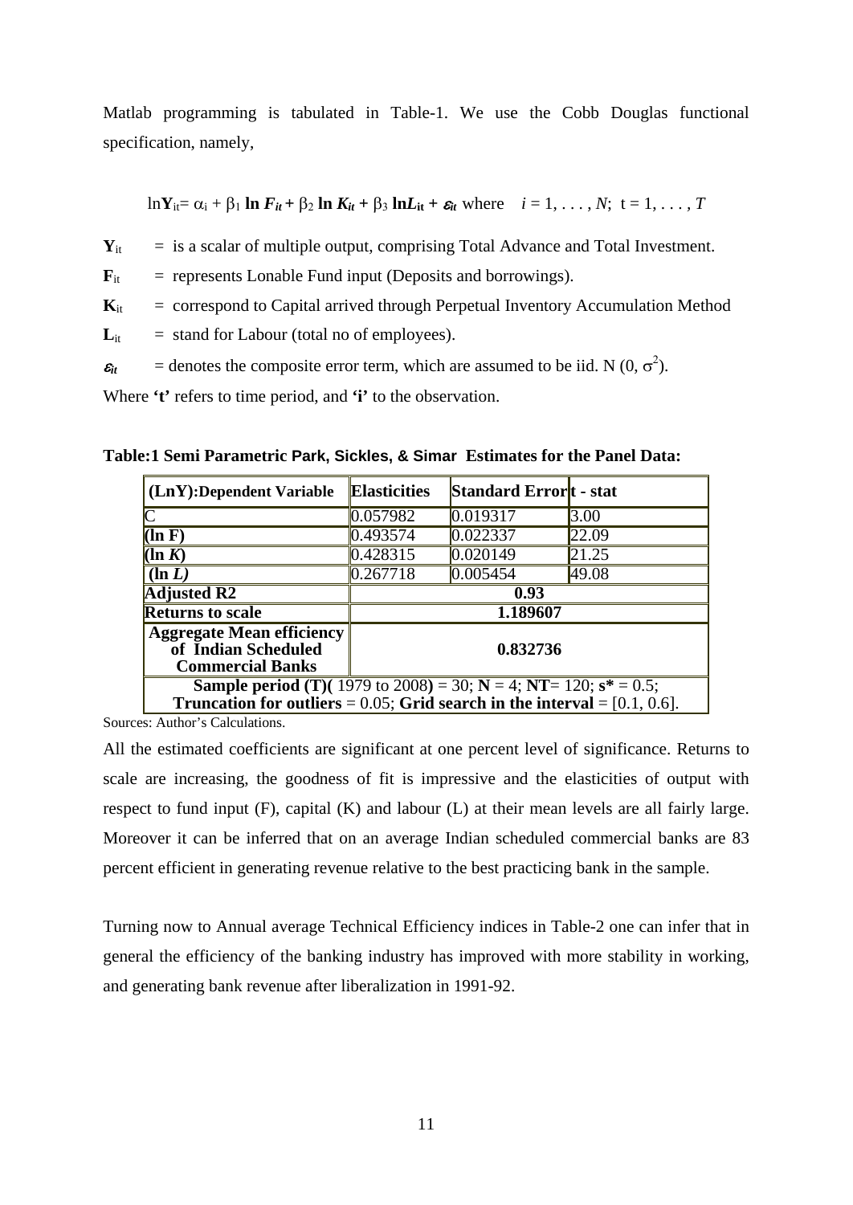Matlab programming is tabulated in Table-1. We use the Cobb Douglas functional specification, namely,

$$\ln \mathbf{Y}_{it} = \alpha_i + \beta_1 \ln F_{it} + \beta_2 \ln K_{it} + \beta_3 \ln L_{it} + \varepsilon_{it} \text{ where } \quad i = 1, \ldots, N; \; t = 1, \ldots, T$$

$\mathbf{Y}_{it}$ = is a scalar of multiple output, comprising Total Advance and Total Investment.

$\mathbf{F}_{it}$ = represents Lonable Fund input (Deposits and borrowings).

$\mathbf{K}_{it}$ = correspond to Capital arrived through Perpetual Inventory Accumulation Method

$\mathbf{L}_{it}$ = stand for Labour (total no of employees).

$\varepsilon_{it}$ = denotes the composite error term, which are assumed to be iid. N $(0, \sigma^2)$.

Where **'t'** refers to time period, and **'i'** to the observation.

**Table:1 Semi Parametric Park, Sickles, & Simar Estimates for the Panel Data:**

| **(LnY):Dependent Variable** | **Elasticities** | **Standard Error** | **t - stat** |
|---|---|---|---|
| C | 0.057982 | 0.019317 | 3.00 |
| **(ln F)** | 0.493574 | 0.022337 | 22.09 |
| **(ln *K*)** | 0.428315 | 0.020149 | 21.25 |
| **(ln *L*)** | 0.267718 | 0.005454 | 49.08 |
| **Adjusted R2** | **0.93** | | |
| **Returns to scale** | **1.189607** | | |
| **Aggregate Mean efficiency of Indian Scheduled Commercial Banks** | **0.832736** | | |
| **Sample period (T)(** 1979 to 2008**)** = 30; **N** = 4; **NT**= 120; **s\*** = 0.5; **Truncation for outliers** = 0.05; **Grid search in the interval** = [0.1, 0.6]. | | | |

Sources: Author's Calculations.

All the estimated coefficients are significant at one percent level of significance. Returns to scale are increasing, the goodness of fit is impressive and the elasticities of output with respect to fund input (F), capital (K) and labour (L) at their mean levels are all fairly large. Moreover it can be inferred that on an average Indian scheduled commercial banks are 83 percent efficient in generating revenue relative to the best practicing bank in the sample.

Turning now to Annual average Technical Efficiency indices in Table-2 one can infer that in general the efficiency of the banking industry has improved with more stability in working, and generating bank revenue after liberalization in 1991-92.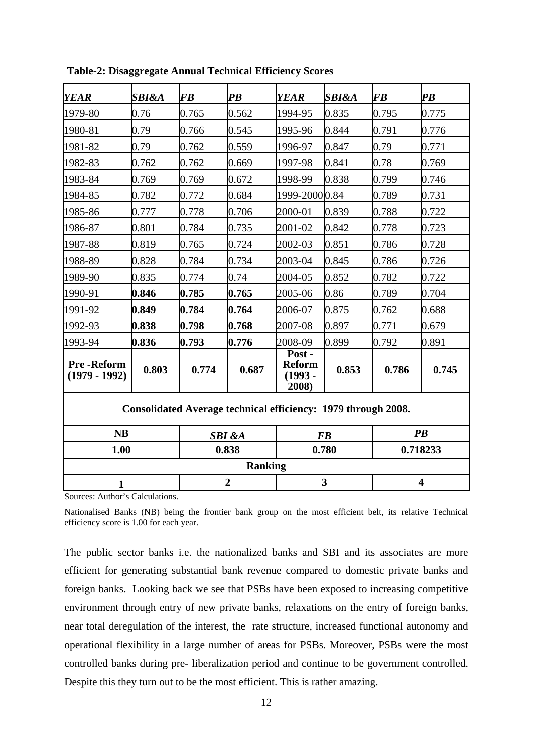**Table-2: Disaggregate Annual Technical Efficiency Scores**

| *YEAR* | *SBI&A* | *FB* | *PB* | *YEAR* | *SBI&A* | *FB* | *PB* |
|---|---|---|---|---|---|---|---|
| 1979-80 | 0.76 | 0.765 | 0.562 | 1994-95 | 0.835 | 0.795 | 0.775 |
| 1980-81 | 0.79 | 0.766 | 0.545 | 1995-96 | 0.844 | 0.791 | 0.776 |
| 1981-82 | 0.79 | 0.762 | 0.559 | 1996-97 | 0.847 | 0.79 | 0.771 |
| 1982-83 | 0.762 | 0.762 | 0.669 | 1997-98 | 0.841 | 0.78 | 0.769 |
| 1983-84 | 0.769 | 0.769 | 0.672 | 1998-99 | 0.838 | 0.799 | 0.746 |
| 1984-85 | 0.782 | 0.772 | 0.684 | 1999-2000 | 0.84 | 0.789 | 0.731 |
| 1985-86 | 0.777 | 0.778 | 0.706 | 2000-01 | 0.839 | 0.788 | 0.722 |
| 1986-87 | 0.801 | 0.784 | 0.735 | 2001-02 | 0.842 | 0.778 | 0.723 |
| 1987-88 | 0.819 | 0.765 | 0.724 | 2002-03 | 0.851 | 0.786 | 0.728 |
| 1988-89 | 0.828 | 0.784 | 0.734 | 2003-04 | 0.845 | 0.786 | 0.726 |
| 1989-90 | 0.835 | 0.774 | 0.74 | 2004-05 | 0.852 | 0.782 | 0.722 |
| 1990-91 | **0.846** | **0.785** | **0.765** | 2005-06 | 0.86 | 0.789 | 0.704 |
| 1991-92 | **0.849** | **0.784** | **0.764** | 2006-07 | 0.875 | 0.762 | 0.688 |
| 1992-93 | **0.838** | **0.798** | **0.768** | 2007-08 | 0.897 | 0.771 | 0.679 |
| 1993-94 | **0.836** | **0.793** | **0.776** | 2008-09 | 0.899 | 0.792 | 0.891 |
| **Pre -Reform (1979 - 1992)** | **0.803** | **0.774** | **0.687** | **Post - Reform (1993 - 2008)** | **0.853** | **0.786** | **0.745** |

**Consolidated Average technical efficiency: 1979 through 2008.**

| **NB** | ***SBI &A*** | ***FB*** | ***PB*** |
|---|---|---|---|
| **1.00** | **0.838** | **0.780** | **0.718233** |
| **Ranking** | | | |
| **1** | **2** | **3** | **4** |

Sources: Author's Calculations.

Nationalised Banks (NB) being the frontier bank group on the most efficient belt, its relative Technical efficiency score is 1.00 for each year.

The public sector banks i.e. the nationalized banks and SBI and its associates are more efficient for generating substantial bank revenue compared to domestic private banks and foreign banks. Looking back we see that PSBs have been exposed to increasing competitive environment through entry of new private banks, relaxations on the entry of foreign banks, near total deregulation of the interest, the rate structure, increased functional autonomy and operational flexibility in a large number of areas for PSBs. Moreover, PSBs were the most controlled banks during pre- liberalization period and continue to be government controlled. Despite this they turn out to be the most efficient. This is rather amazing.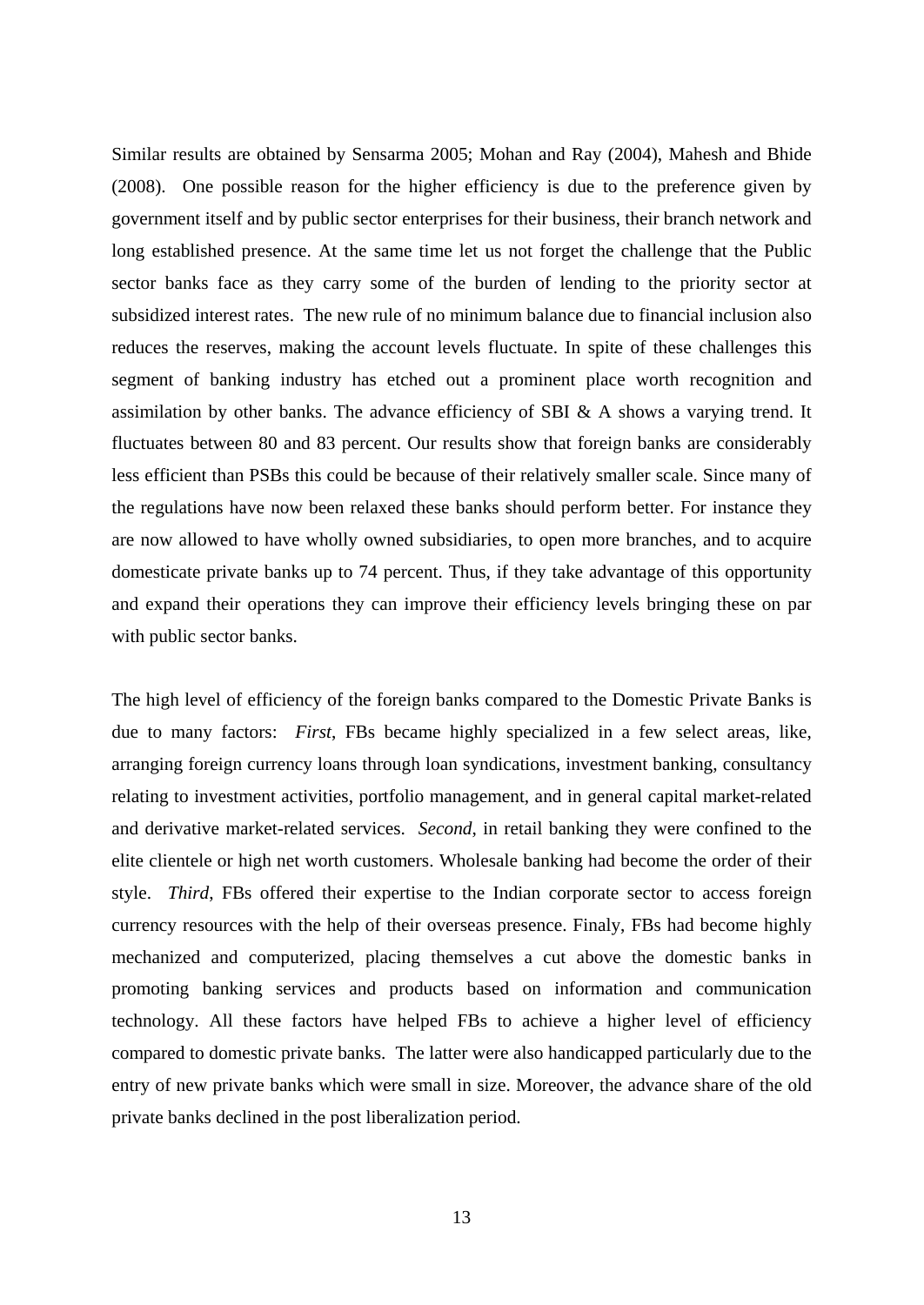Similar results are obtained by Sensarma 2005; Mohan and Ray (2004), Mahesh and Bhide (2008). One possible reason for the higher efficiency is due to the preference given by government itself and by public sector enterprises for their business, their branch network and long established presence. At the same time let us not forget the challenge that the Public sector banks face as they carry some of the burden of lending to the priority sector at subsidized interest rates. The new rule of no minimum balance due to financial inclusion also reduces the reserves, making the account levels fluctuate. In spite of these challenges this segment of banking industry has etched out a prominent place worth recognition and assimilation by other banks. The advance efficiency of SBI & A shows a varying trend. It fluctuates between 80 and 83 percent. Our results show that foreign banks are considerably less efficient than PSBs this could be because of their relatively smaller scale. Since many of the regulations have now been relaxed these banks should perform better. For instance they are now allowed to have wholly owned subsidiaries, to open more branches, and to acquire domesticate private banks up to 74 percent. Thus, if they take advantage of this opportunity and expand their operations they can improve their efficiency levels bringing these on par with public sector banks.

The high level of efficiency of the foreign banks compared to the Domestic Private Banks is due to many factors: *First*, FBs became highly specialized in a few select areas, like, arranging foreign currency loans through loan syndications, investment banking, consultancy relating to investment activities, portfolio management, and in general capital market-related and derivative market-related services. *Second,* in retail banking they were confined to the elite clientele or high net worth customers. Wholesale banking had become the order of their style. *Third*, FBs offered their expertise to the Indian corporate sector to access foreign currency resources with the help of their overseas presence. Finaly, FBs had become highly mechanized and computerized, placing themselves a cut above the domestic banks in promoting banking services and products based on information and communication technology. All these factors have helped FBs to achieve a higher level of efficiency compared to domestic private banks. The latter were also handicapped particularly due to the entry of new private banks which were small in size. Moreover, the advance share of the old private banks declined in the post liberalization period.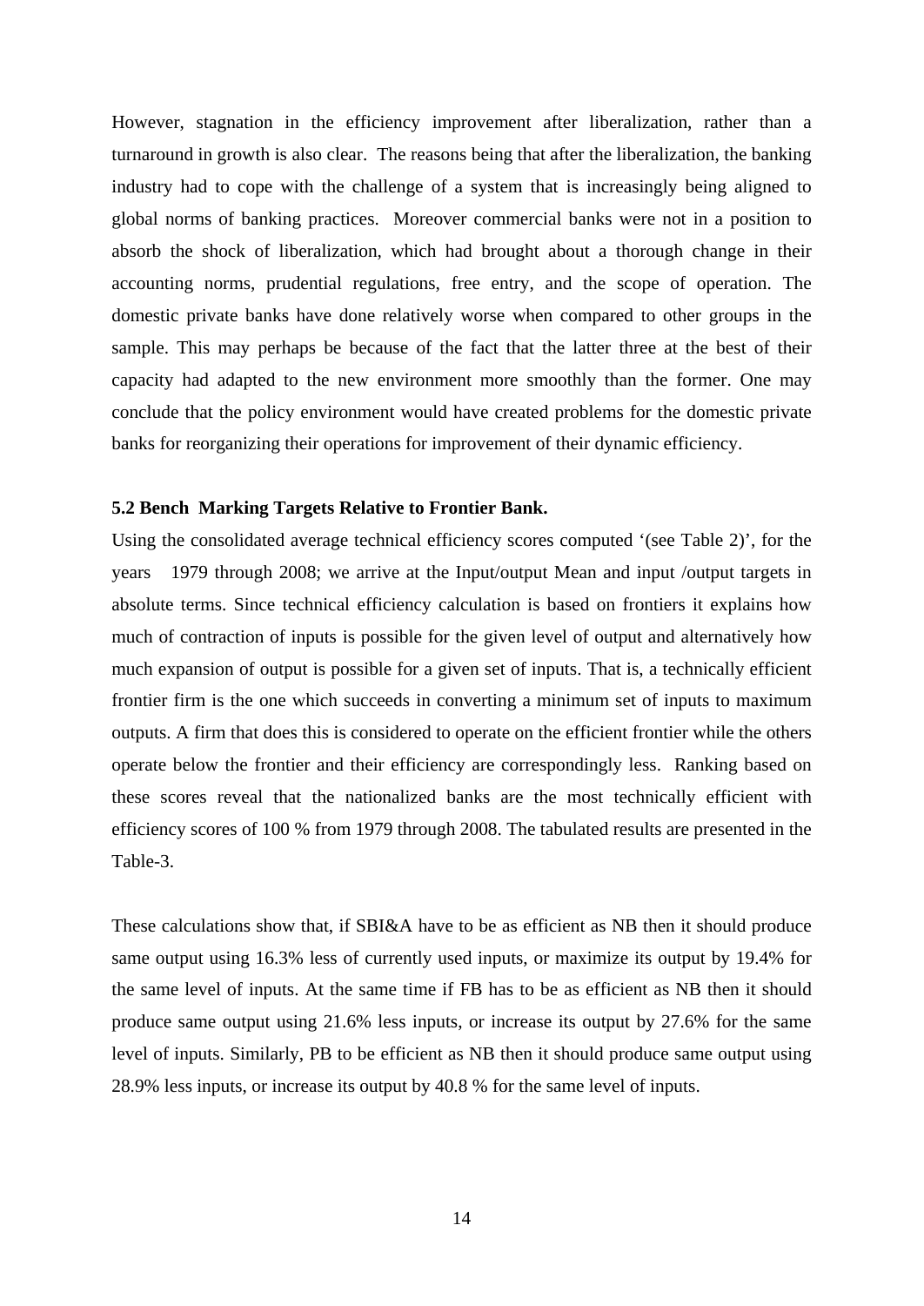However, stagnation in the efficiency improvement after liberalization, rather than a turnaround in growth is also clear. The reasons being that after the liberalization, the banking industry had to cope with the challenge of a system that is increasingly being aligned to global norms of banking practices. Moreover commercial banks were not in a position to absorb the shock of liberalization, which had brought about a thorough change in their accounting norms, prudential regulations, free entry, and the scope of operation. The domestic private banks have done relatively worse when compared to other groups in the sample. This may perhaps be because of the fact that the latter three at the best of their capacity had adapted to the new environment more smoothly than the former. One may conclude that the policy environment would have created problems for the domestic private banks for reorganizing their operations for improvement of their dynamic efficiency.

### 5.2 Bench Marking Targets Relative to Frontier Bank.

Using the consolidated average technical efficiency scores computed '(see Table 2)', for the years 1979 through 2008; we arrive at the Input/output Mean and input /output targets in absolute terms. Since technical efficiency calculation is based on frontiers it explains how much of contraction of inputs is possible for the given level of output and alternatively how much expansion of output is possible for a given set of inputs. That is, a technically efficient frontier firm is the one which succeeds in converting a minimum set of inputs to maximum outputs. A firm that does this is considered to operate on the efficient frontier while the others operate below the frontier and their efficiency are correspondingly less. Ranking based on these scores reveal that the nationalized banks are the most technically efficient with efficiency scores of 100 % from 1979 through 2008. The tabulated results are presented in the Table-3.

These calculations show that, if SBI&A have to be as efficient as NB then it should produce same output using 16.3% less of currently used inputs, or maximize its output by 19.4% for the same level of inputs. At the same time if FB has to be as efficient as NB then it should produce same output using 21.6% less inputs, or increase its output by 27.6% for the same level of inputs. Similarly, PB to be efficient as NB then it should produce same output using 28.9% less inputs, or increase its output by 40.8 % for the same level of inputs.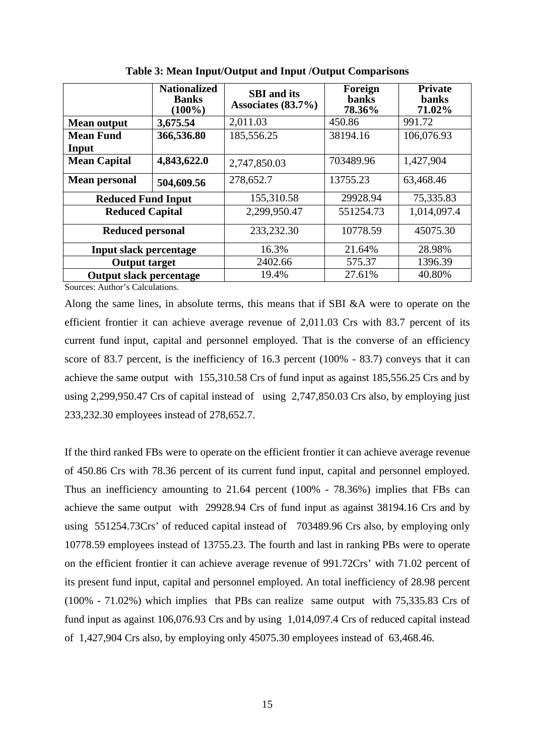**Table 3: Mean Input/Output and Input /Output Comparisons**

| | **Nationalized Banks (100%)** | **SBI and its Associates (83.7%)** | **Foreign banks 78.36%** | **Private banks 71.02%** |
|---|---|---|---|---|
| **Mean output** | **3,675.54** | 2,011.03 | 450.86 | 991.72 |
| **Mean Fund Input** | **366,536.80** | 185,556.25 | 38194.16 | 106,076.93 |
| **Mean Capital** | **4,843,622.0** | 2,747,850.03 | 703489.96 | 1,427,904 |
| **Mean personal** | **504,609.56** | 278,652.7 | 13755.23 | 63,468.46 |
| **Reduced Fund Input** | | 155,310.58 | 29928.94 | 75,335.83 |
| **Reduced Capital** | | 2,299,950.47 | 551254.73 | 1,014,097.4 |
| **Reduced personal** | | 233,232.30 | 10778.59 | 45075.30 |
| **Input slack percentage** | | 16.3% | 21.64% | 28.98% |
| **Output target** | | 2402.66 | 575.37 | 1396.39 |
| **Output slack percentage** | | 19.4% | 27.61% | 40.80% |

Sources: Author's Calculations.

Along the same lines, in absolute terms, this means that if SBI &A were to operate on the efficient frontier it can achieve average revenue of 2,011.03 Crs with 83.7 percent of its current fund input, capital and personnel employed. That is the converse of an efficiency score of 83.7 percent, is the inefficiency of 16.3 percent (100% - 83.7) conveys that it can achieve the same output with 155,310.58 Crs of fund input as against 185,556.25 Crs and by using 2,299,950.47 Crs of capital instead of using 2,747,850.03 Crs also, by employing just 233,232.30 employees instead of 278,652.7.

If the third ranked FBs were to operate on the efficient frontier it can achieve average revenue of 450.86 Crs with 78.36 percent of its current fund input, capital and personnel employed. Thus an inefficiency amounting to 21.64 percent (100% - 78.36%) implies that FBs can achieve the same output with 29928.94 Crs of fund input as against 38194.16 Crs and by using 551254.73Crs' of reduced capital instead of 703489.96 Crs also, by employing only 10778.59 employees instead of 13755.23. The fourth and last in ranking PBs were to operate on the efficient frontier it can achieve average revenue of 991.72Crs' with 71.02 percent of its present fund input, capital and personnel employed. An total inefficiency of 28.98 percent (100% - 71.02%) which implies that PBs can realize same output with 75,335.83 Crs of fund input as against 106,076.93 Crs and by using 1,014,097.4 Crs of reduced capital instead of 1,427,904 Crs also, by employing only 45075.30 employees instead of 63,468.46.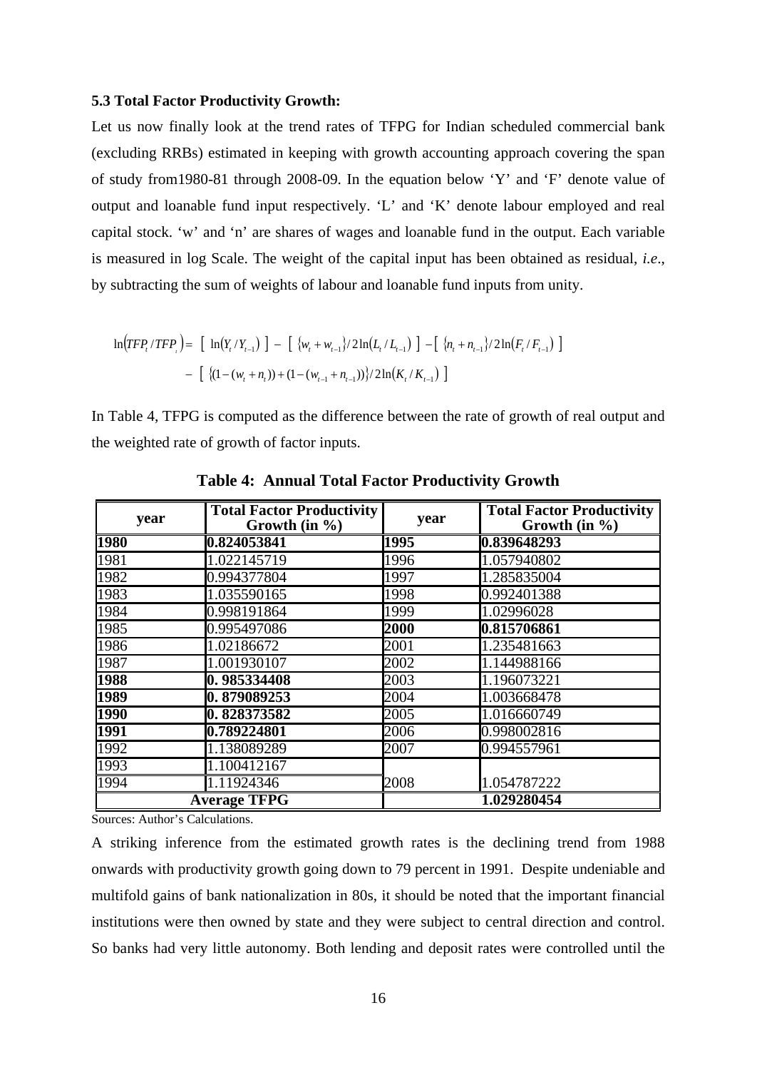### 5.3 Total Factor Productivity Growth:

Let us now finally look at the trend rates of TFPG for Indian scheduled commercial bank (excluding RRBs) estimated in keeping with growth accounting approach covering the span of study from1980-81 through 2008-09. In the equation below 'Y' and 'F' denote value of output and loanable fund input respectively. 'L' and 'K' denote labour employed and real capital stock. 'w' and 'n' are shares of wages and loanable fund in the output. Each variable is measured in log Scale. The weight of the capital input has been obtained as residual, *i.e*., by subtracting the sum of weights of labour and loanable fund inputs from unity.

$$\ln\left(TFP_t / TFP_{t}\right) = \left[\ \ln\left(Y_t / Y_{t-1}\right)\ \right] - \left[\ \{w_t + w_{t-1}\}/2\ln\left(L_t / L_{t-1}\right)\ \right] - \left[\ \{n_t + n_{t-1}\}/2\ln\left(F_t / F_{t-1}\right)\ \right]$$
$$- \left[\ \{(1-(w_t + n_t)) + (1-(w_{t-1} + n_{t-1}))\}/2\ln\left(K_t / K_{t-1}\right)\ \right]$$

In Table 4, TFPG is computed as the difference between the rate of growth of real output and the weighted rate of growth of factor inputs.

**Table 4: Annual Total Factor Productivity Growth**

| year | Total Factor Productivity Growth (in %) | year | Total Factor Productivity Growth (in %) |
|---|---|---|---|
| **1980** | **0.824053841** | **1995** | **0.839648293** |
| 1981 | 1.022145719 | 1996 | 1.057940802 |
| 1982 | 0.994377804 | 1997 | 1.285835004 |
| 1983 | 1.035590165 | 1998 | 0.992401388 |
| 1984 | 0.998191864 | 1999 | 1.02996028 |
| 1985 | 0.995497086 | **2000** | **0.815706861** |
| 1986 | 1.02186672 | 2001 | 1.235481663 |
| 1987 | 1.001930107 | 2002 | 1.144988166 |
| **1988** | **0. 985334408** | 2003 | 1.196073221 |
| **1989** | **0. 879089253** | 2004 | 1.003668478 |
| **1990** | **0. 828373582** | 2005 | 1.016660749 |
| **1991** | **0.789224801** | 2006 | 0.998002816 |
| 1992 | 1.138089289 | 2007 | 0.994557961 |
| 1993 | 1.100412167 | | |
| 1994 | 1.11924346 | 2008 | 1.054787222 |
| **Average TFPG** | | **1.029280454** | |

Sources: Author's Calculations.

A striking inference from the estimated growth rates is the declining trend from 1988 onwards with productivity growth going down to 79 percent in 1991. Despite undeniable and multifold gains of bank nationalization in 80s, it should be noted that the important financial institutions were then owned by state and they were subject to central direction and control. So banks had very little autonomy. Both lending and deposit rates were controlled until the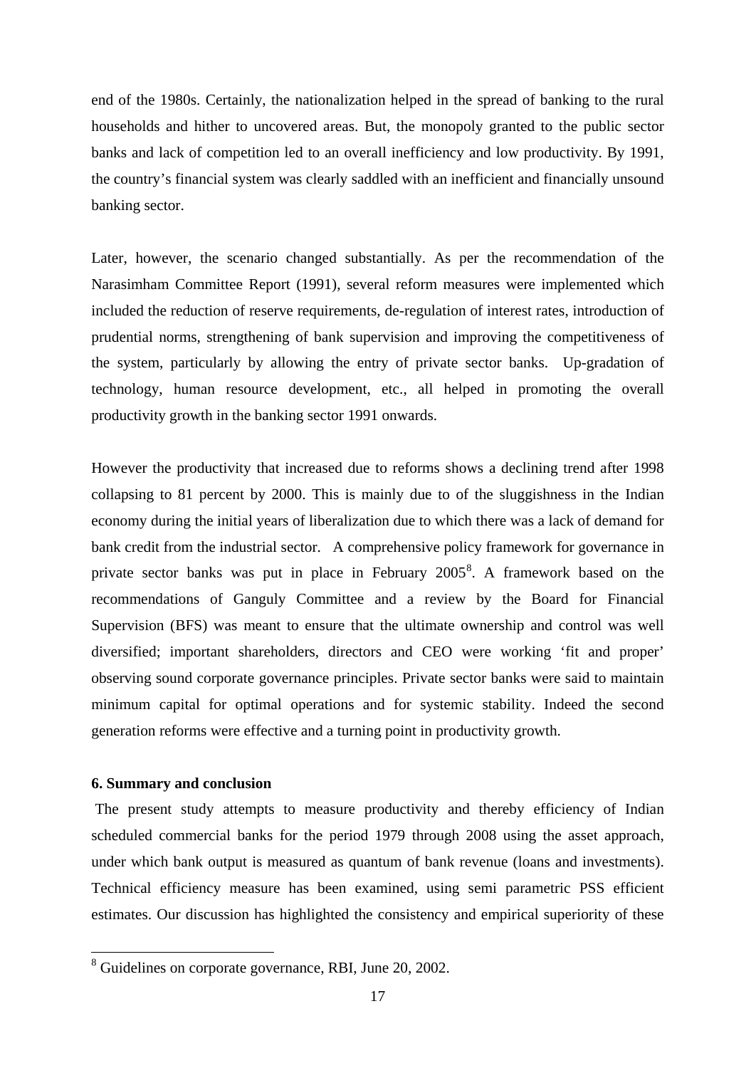end of the 1980s. Certainly, the nationalization helped in the spread of banking to the rural households and hither to uncovered areas. But, the monopoly granted to the public sector banks and lack of competition led to an overall inefficiency and low productivity. By 1991, the country's financial system was clearly saddled with an inefficient and financially unsound banking sector.

Later, however, the scenario changed substantially. As per the recommendation of the Narasimham Committee Report (1991), several reform measures were implemented which included the reduction of reserve requirements, de-regulation of interest rates, introduction of prudential norms, strengthening of bank supervision and improving the competitiveness of the system, particularly by allowing the entry of private sector banks. Up-gradation of technology, human resource development, etc., all helped in promoting the overall productivity growth in the banking sector 1991 onwards.

However the productivity that increased due to reforms shows a declining trend after 1998 collapsing to 81 percent by 2000. This is mainly due to of the sluggishness in the Indian economy during the initial years of liberalization due to which there was a lack of demand for bank credit from the industrial sector. A comprehensive policy framework for governance in private sector banks was put in place in February 2005[8]. A framework based on the recommendations of Ganguly Committee and a review by the Board for Financial Supervision (BFS) was meant to ensure that the ultimate ownership and control was well diversified; important shareholders, directors and CEO were working 'fit and proper' observing sound corporate governance principles. Private sector banks were said to maintain minimum capital for optimal operations and for systemic stability. Indeed the second generation reforms were effective and a turning point in productivity growth.

**6. Summary and conclusion**

The present study attempts to measure productivity and thereby efficiency of Indian scheduled commercial banks for the period 1979 through 2008 using the asset approach, under which bank output is measured as quantum of bank revenue (loans and investments). Technical efficiency measure has been examined, using semi parametric PSS efficient estimates. Our discussion has highlighted the consistency and empirical superiority of these

[8] Guidelines on corporate governance, RBI, June 20, 2002.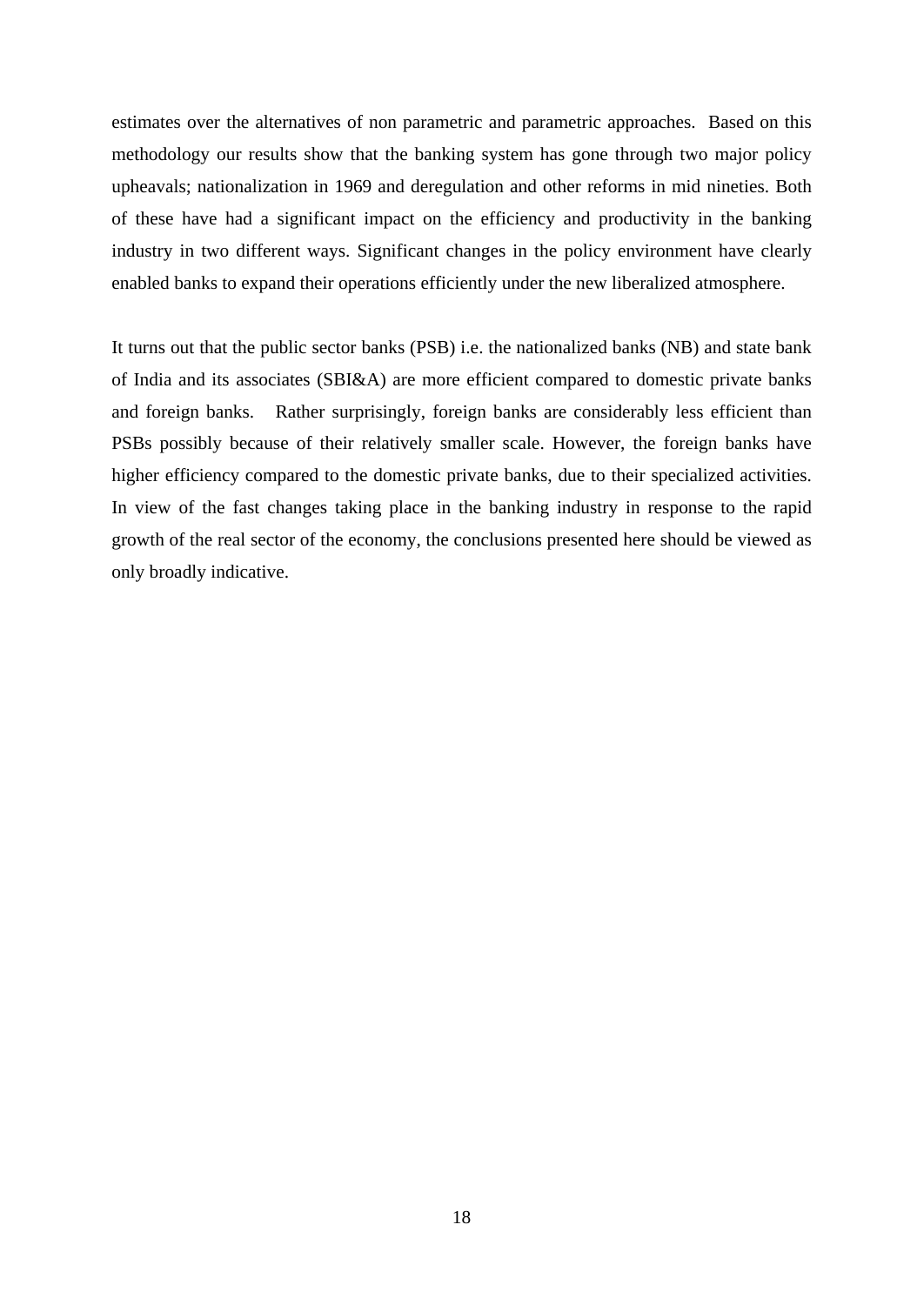estimates over the alternatives of non parametric and parametric approaches. Based on this methodology our results show that the banking system has gone through two major policy upheavals; nationalization in 1969 and deregulation and other reforms in mid nineties. Both of these have had a significant impact on the efficiency and productivity in the banking industry in two different ways. Significant changes in the policy environment have clearly enabled banks to expand their operations efficiently under the new liberalized atmosphere.

It turns out that the public sector banks (PSB) i.e. the nationalized banks (NB) and state bank of India and its associates (SBI&A) are more efficient compared to domestic private banks and foreign banks. Rather surprisingly, foreign banks are considerably less efficient than PSBs possibly because of their relatively smaller scale. However, the foreign banks have higher efficiency compared to the domestic private banks, due to their specialized activities. In view of the fast changes taking place in the banking industry in response to the rapid growth of the real sector of the economy, the conclusions presented here should be viewed as only broadly indicative.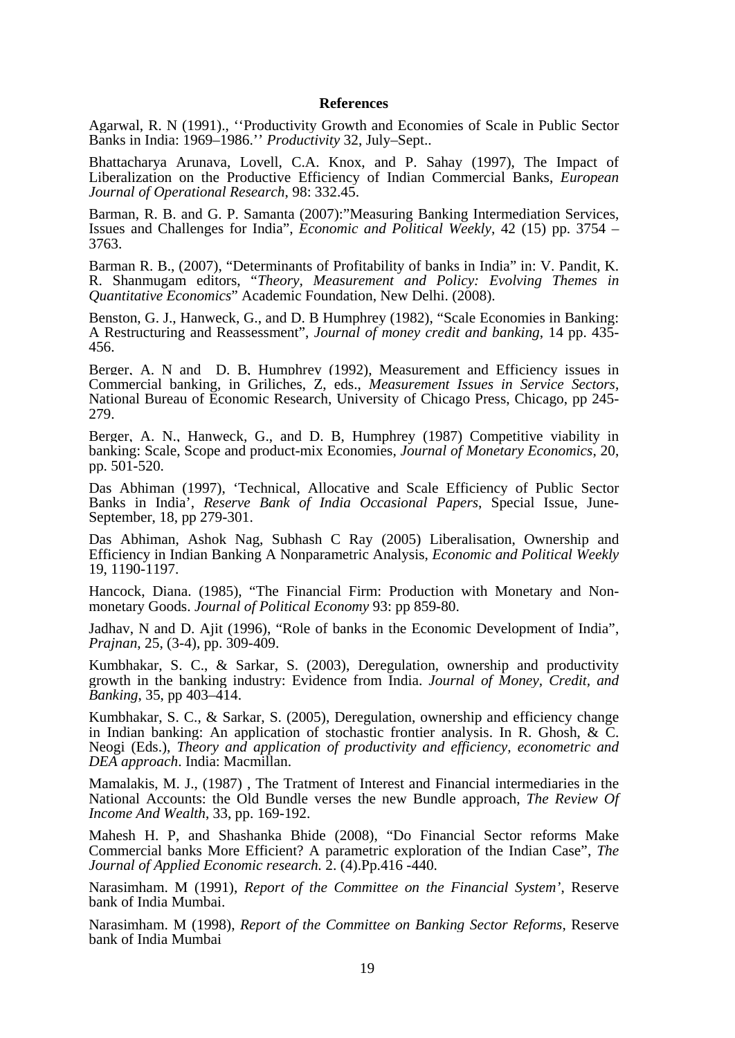**References**

Agarwal, R. N (1991)., ''Productivity Growth and Economies of Scale in Public Sector Banks in India: 1969–1986.'' *Productivity* 32, July–Sept..

Bhattacharya Arunava, Lovell, C.A. Knox, and P. Sahay (1997), The Impact of Liberalization on the Productive Efficiency of Indian Commercial Banks, *European Journal of Operational Research*, 98: 332.45.

Barman, R. B. and G. P. Samanta (2007):"Measuring Banking Intermediation Services, Issues and Challenges for India", *Economic and Political Weekly*, 42 (15) pp. 3754 – 3763.

Barman R. B., (2007), "Determinants of Profitability of banks in India" in: V. Pandit, K. R. Shanmugam editors, "*Theory, Measurement and Policy: Evolving Themes in Quantitative Economics*" Academic Foundation, New Delhi. (2008).

Benston, G. J., Hanweck, G., and D. B Humphrey (1982), "Scale Economies in Banking: A Restructuring and Reassessment", *Journal of money credit and banking*, 14 pp. 435-456.

Berger, A. N and D. B, Humphrey (1992), Measurement and Efficiency issues in Commercial banking, in Griliches, Z, eds., *Measurement Issues in Service Sectors*, National Bureau of Economic Research, University of Chicago Press, Chicago, pp 245-279.

Berger, A. N., Hanweck, G., and D. B, Humphrey (1987) Competitive viability in banking: Scale, Scope and product-mix Economies, *Journal of Monetary Economics*, 20, pp. 501-520.

Das Abhiman (1997), 'Technical, Allocative and Scale Efficiency of Public Sector Banks in India', *Reserve Bank of India Occasional Papers*, Special Issue, June-September, 18, pp 279-301.

Das Abhiman, Ashok Nag, Subhash C Ray (2005) Liberalisation, Ownership and Efficiency in Indian Banking A Nonparametric Analysis, *Economic and Political Weekly* 19, 1190-1197.

Hancock, Diana. (1985), "The Financial Firm: Production with Monetary and Non-monetary Goods. *Journal of Political Economy* 93: pp 859-80.

Jadhav, N and D. Ajit (1996), "Role of banks in the Economic Development of India", *Prajnan*, 25, (3-4), pp. 309-409.

Kumbhakar, S. C., & Sarkar, S. (2003), Deregulation, ownership and productivity growth in the banking industry: Evidence from India. *Journal of Money, Credit, and Banking*, 35, pp 403–414.

Kumbhakar, S. C., & Sarkar, S. (2005), Deregulation, ownership and efficiency change in Indian banking: An application of stochastic frontier analysis. In R. Ghosh, & C. Neogi (Eds.), *Theory and application of productivity and efficiency, econometric and DEA approach*. India: Macmillan.

Mamalakis, M. J., (1987) , The Tratment of Interest and Financial intermediaries in the National Accounts: the Old Bundle verses the new Bundle approach, *The Review Of Income And Wealth*, 33, pp. 169-192.

Mahesh H. P, and Shashanka Bhide (2008), "Do Financial Sector reforms Make Commercial banks More Efficient? A parametric exploration of the Indian Case", *The Journal of Applied Economic research.* 2. (4).Pp.416 -440.

Narasimham. M (1991), *Report of the Committee on the Financial System'*, Reserve bank of India Mumbai.

Narasimham. M (1998), *Report of the Committee on Banking Sector Reforms*, Reserve bank of India Mumbai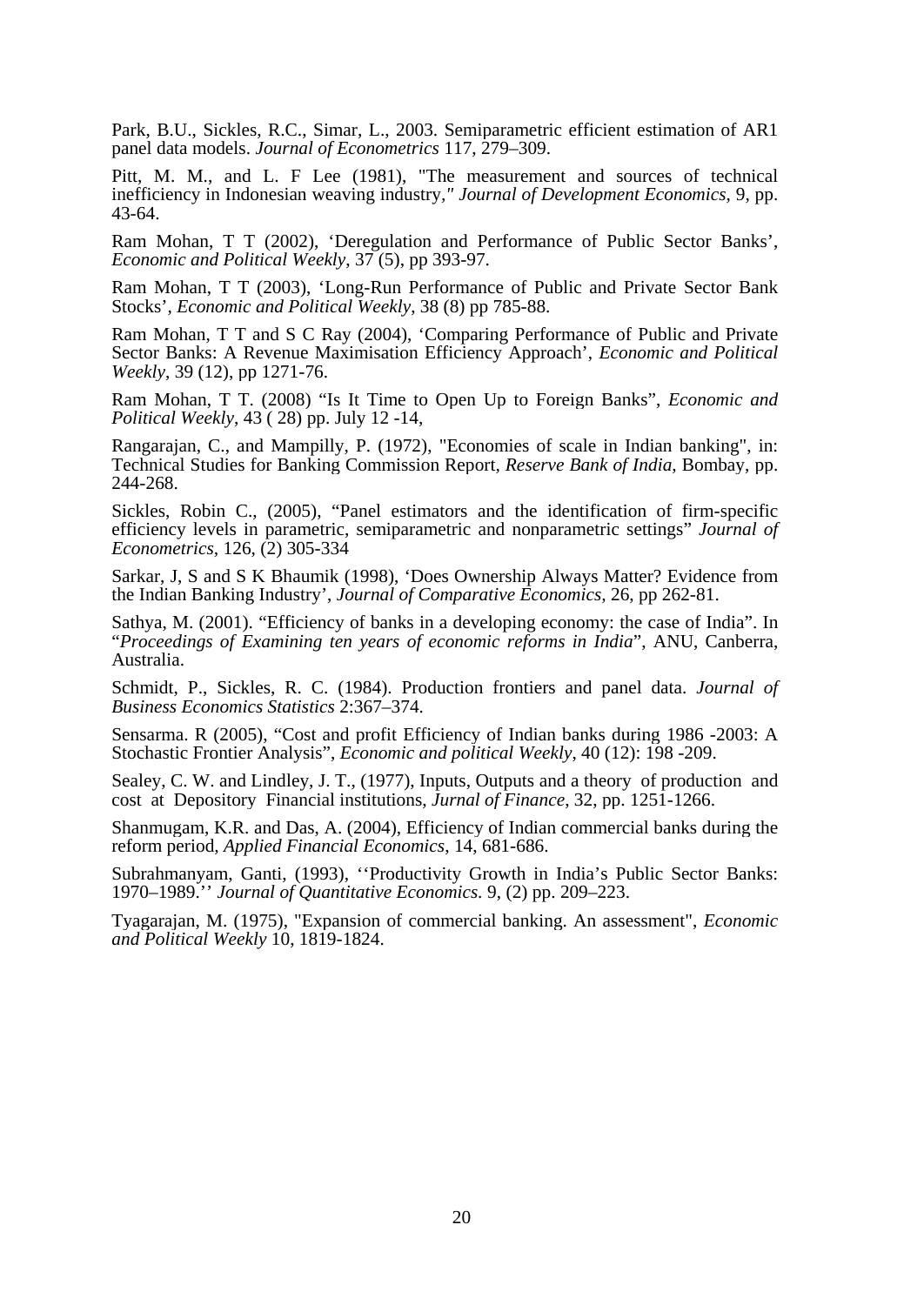Park, B.U., Sickles, R.C., Simar, L., 2003. Semiparametric efficient estimation of AR1 panel data models. *Journal of Econometrics* 117, 279–309.

Pitt, M. M., and L. F Lee (1981), "The measurement and sources of technical inefficiency in Indonesian weaving industry," *Journal of Development Economics*, 9, pp. 43-64.

Ram Mohan, T T (2002), 'Deregulation and Performance of Public Sector Banks', *Economic and Political Weekly*, 37 (5), pp 393-97.

Ram Mohan, T T (2003), 'Long-Run Performance of Public and Private Sector Bank Stocks', *Economic and Political Weekly*, 38 (8) pp 785-88.

Ram Mohan, T T and S C Ray (2004), 'Comparing Performance of Public and Private Sector Banks: A Revenue Maximisation Efficiency Approach', *Economic and Political Weekly*, 39 (12), pp 1271-76.

Ram Mohan, T T. (2008) "Is It Time to Open Up to Foreign Banks", *Economic and Political Weekly*, 43 ( 28) pp. July 12 -14,

Rangarajan, C., and Mampilly, P. (1972), "Economies of scale in Indian banking", in: Technical Studies for Banking Commission Report, *Reserve Bank of India*, Bombay, pp. 244-268.

Sickles, Robin C., (2005), "Panel estimators and the identification of firm-specific efficiency levels in parametric, semiparametric and nonparametric settings" *Journal of Econometrics*, 126, (2) 305-334

Sarkar, J, S and S K Bhaumik (1998), 'Does Ownership Always Matter? Evidence from the Indian Banking Industry', *Journal of Comparative Economics*, 26, pp 262-81.

Sathya, M. (2001). "Efficiency of banks in a developing economy: the case of India". In "*Proceedings of Examining ten years of economic reforms in India*", ANU, Canberra, Australia.

Schmidt, P., Sickles, R. C. (1984). Production frontiers and panel data. *Journal of Business Economics Statistics* 2:367–374.

Sensarma. R (2005), "Cost and profit Efficiency of Indian banks during 1986 -2003: A Stochastic Frontier Analysis", *Economic and political Weekly*, 40 (12): 198 -209.

Sealey, C. W. and Lindley, J. T., (1977), Inputs, Outputs and a theory of production and cost at Depository Financial institutions, *Jurnal of Finance*, 32, pp. 1251-1266.

Shanmugam, K.R. and Das, A. (2004), Efficiency of Indian commercial banks during the reform period, *Applied Financial Economics*, 14, 681-686.

Subrahmanyam, Ganti, (1993), ''Productivity Growth in India's Public Sector Banks: 1970–1989.'' *Journal of Quantitative Economics.* 9, (2) pp. 209–223.

Tyagarajan, M. (1975), "Expansion of commercial banking. An assessment", *Economic and Political Weekly* 10, 1819-1824.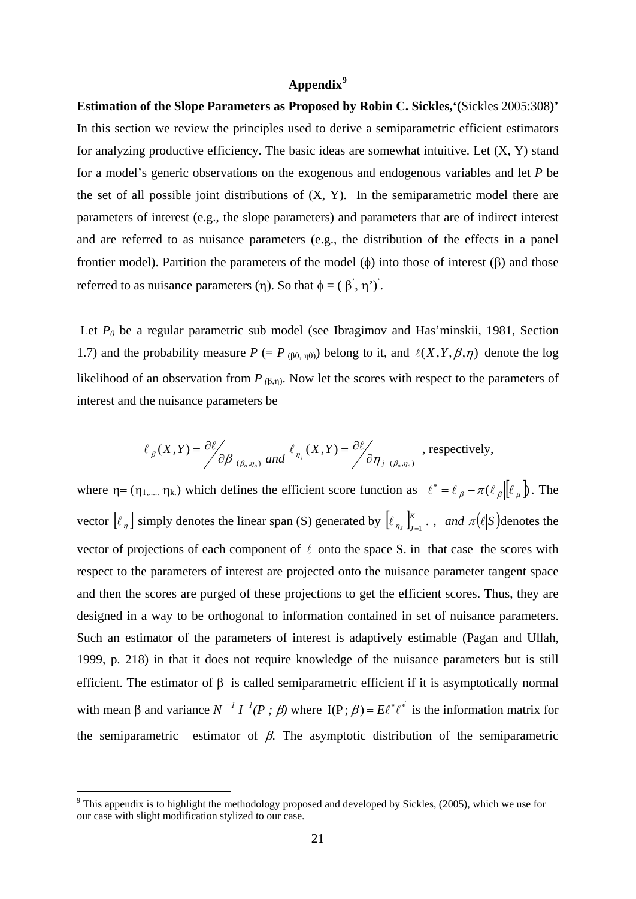## Appendix[9]

**Estimation of the Slope Parameters as Proposed by Robin C. Sickles,'(**Sickles 2005:308**)'**

In this section we review the principles used to derive a semiparametric efficient estimators for analyzing productive efficiency. The basic ideas are somewhat intuitive. Let (X, Y) stand for a model's generic observations on the exogenous and endogenous variables and let *P* be the set of all possible joint distributions of (X, Y). In the semiparametric model there are parameters of interest (e.g., the slope parameters) and parameters that are of indirect interest and are referred to as nuisance parameters (e.g., the distribution of the effects in a panel frontier model). Partition the parameters of the model ($\phi$) into those of interest ($\beta$) and those referred to as nuisance parameters ($\eta$). So that $\phi = (\beta', \eta')'$.

Let $P_0$ be a regular parametric sub model (see Ibragimov and Has'minskii, 1981, Section 1.7) and the probability measure $P$ ($= P_{(\beta 0, \eta 0)}$) belong to it, and $\ell(X, Y, \beta, \eta)$ denote the log likelihood of an observation from $P_{(\beta,\eta)}$. Now let the scores with respect to the parameters of interest and the nuisance parameters be

$$\ell_{\beta}(X,Y) = \partial\ell \Big/ \partial\beta\Big|_{(\beta_o,\eta_o)} \; and \; \ell_{\eta_j}(X,Y) = \partial\ell \Big/ \partial\eta_j\Big|_{(\beta_o,\eta_o)}$$

, respectively,

where $\eta = (\eta_1, \ldots, \eta_k)$ which defines the efficient score function as $\ell^* = \ell_{\beta} - \pi(\ell_{\beta} \| [\ell_{\mu}])$. The vector $[\ell_{\eta}]$ simply denotes the linear span (S) generated by $[\ell_{\eta_J}]_{J=1}^{K}$ . , $and\ \pi(\ell|S)$ denotes the vector of projections of each component of $\ell$ onto the space S. in that case the scores with respect to the parameters of interest are projected onto the nuisance parameter tangent space and then the scores are purged of these projections to get the efficient scores. Thus, they are designed in a way to be orthogonal to information contained in set of nuisance parameters. Such an estimator of the parameters of interest is adaptively estimable (Pagan and Ullah, 1999, p. 218) in that it does not require knowledge of the nuisance parameters but is still efficient. The estimator of $\beta$ is called semiparametric efficient if it is asymptotically normal with mean $\beta$ and variance $N^{-1} I^{-1}(P\,;\,\beta)$ where $\mathrm{I}(\mathrm{P}\,;\beta) = E\ell^* \ell^{*'}$ is the information matrix for the semiparametric estimator of $\beta$. The asymptotic distribution of the semiparametric

[9] This appendix is to highlight the methodology proposed and developed by Sickles, (2005), which we use for our case with slight modification stylized to our case.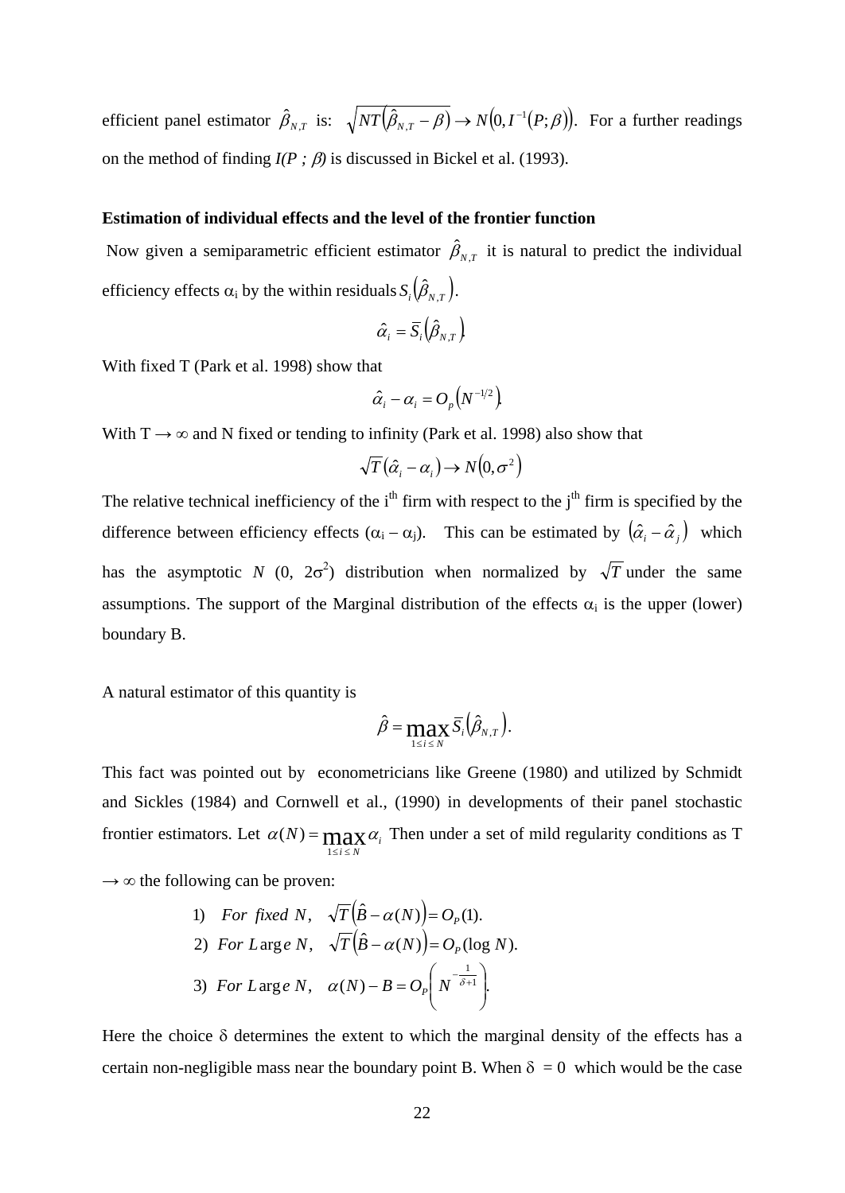efficient panel estimator $\hat{\beta}_{N,T}$ is: $\sqrt{NT}\left(\hat{\beta}_{N,T} - \beta\right) \rightarrow N\left(0, I^{-1}(P;\beta)\right)$. For a further readings on the method of finding *I(P ; β)* is discussed in Bickel et al. (1993).

**Estimation of individual effects and the level of the frontier function**

Now given a semiparametric efficient estimator $\hat{\beta}_{N,T}$ it is natural to predict the individual efficiency effects $\alpha_i$ by the within residuals $S_i\left(\hat{\beta}_{N,T}\right)$.

$$\hat{\alpha}_i = \bar{S}_i\left(\hat{\beta}_{N,T}\right)$$

With fixed T (Park et al. 1998) show that

$$\hat{\alpha}_i - \alpha_i = O_p\left(N^{-1/2}\right)$$

With T → ∞ and N fixed or tending to infinity (Park et al. 1998) also show that

$$\sqrt{T}\left(\hat{\alpha}_i - \alpha_i\right) \rightarrow N\left(0, \sigma^2\right)$$

The relative technical inefficiency of the i[th] firm with respect to the j[th] firm is specified by the difference between efficiency effects ($\alpha_i - \alpha_j$). This can be estimated by $\left(\hat{\alpha}_i - \hat{\alpha}_j\right)$ which has the asymptotic $N$ (0, $2\sigma^2$) distribution when normalized by $\sqrt{T}$ under the same assumptions. The support of the Marginal distribution of the effects $\alpha_i$ is the upper (lower) boundary B.

A natural estimator of this quantity is

$$\hat{\beta} = \max_{1 \leq i \leq N} \bar{S}_i\left(\hat{\beta}_{N,T}\right).$$

This fact was pointed out by econometricians like Greene (1980) and utilized by Schmidt and Sickles (1984) and Cornwell et al., (1990) in developments of their panel stochastic frontier estimators. Let $\alpha(N) = \max_{1 \leq i \leq N} \alpha_i$ Then under a set of mild regularity conditions as T → ∞ the following can be proven:

$$
\begin{aligned}
&1)\quad \textit{For fixed } N, \quad \sqrt{T}\left(\hat{B} - \alpha(N)\right) = O_P(1).\\
&2)\quad \textit{For Large } N, \quad \sqrt{T}\left(\hat{B} - \alpha(N)\right) = O_P(\log N).\\
&3)\quad \textit{For Large } N, \quad \alpha(N) - B = O_P\left(N^{-\frac{1}{\delta+1}}\right).
\end{aligned}
$$

Here the choice δ determines the extent to which the marginal density of the effects has a certain non-negligible mass near the boundary point B. When δ = 0 which would be the case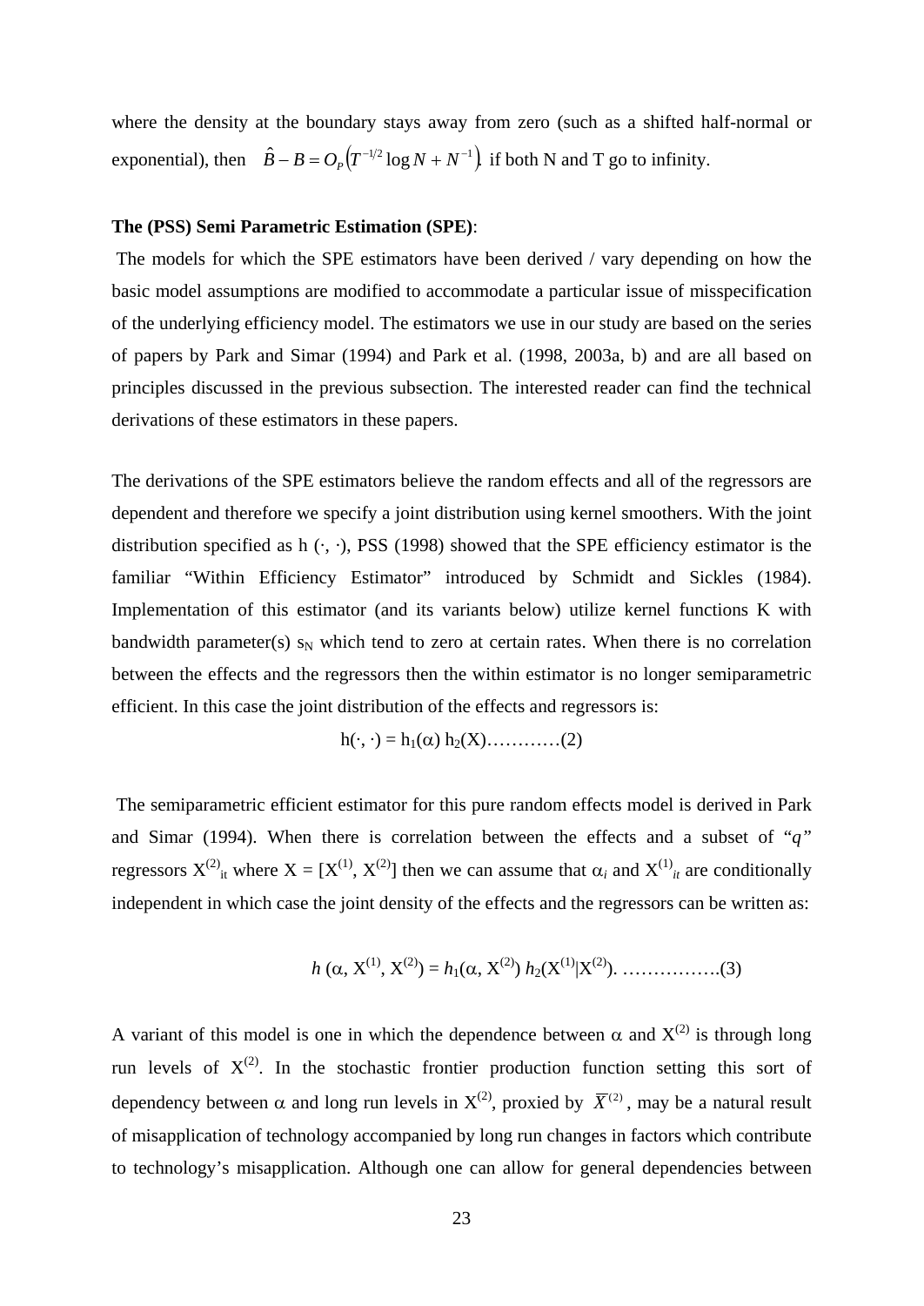where the density at the boundary stays away from zero (such as a shifted half-normal or exponential), then $\hat{B} - B = O_P\left(T^{-1/2}\log N + N^{-1}\right)$ if both N and T go to infinity.

**The (PSS) Semi Parametric Estimation (SPE)**:

The models for which the SPE estimators have been derived / vary depending on how the basic model assumptions are modified to accommodate a particular issue of misspecification of the underlying efficiency model. The estimators we use in our study are based on the series of papers by Park and Simar (1994) and Park et al. (1998, 2003a, b) and are all based on principles discussed in the previous subsection. The interested reader can find the technical derivations of these estimators in these papers.

The derivations of the SPE estimators believe the random effects and all of the regressors are dependent and therefore we specify a joint distribution using kernel smoothers. With the joint distribution specified as h (·, ·), PSS (1998) showed that the SPE efficiency estimator is the familiar "Within Efficiency Estimator" introduced by Schmidt and Sickles (1984). Implementation of this estimator (and its variants below) utilize kernel functions K with bandwidth parameter(s) $s_N$ which tend to zero at certain rates. When there is no correlation between the effects and the regressors then the within estimator is no longer semiparametric efficient. In this case the joint distribution of the effects and regressors is:

$$h(\cdot, \cdot) = h_1(\alpha)\, h_2(X)\ldots\ldots\ldots\ldots(2)$$

The semiparametric efficient estimator for this pure random effects model is derived in Park and Simar (1994). When there is correlation between the effects and a subset of "*q*" regressors $X^{(2)}_{it}$ where $X = [X^{(1)}, X^{(2)}]$ then we can assume that $\alpha_i$ and $X^{(1)}_{it}$ are conditionally independent in which case the joint density of the effects and the regressors can be written as:

$$h\,(\alpha, X^{(1)}, X^{(2)}) = h_1(\alpha, X^{(2)})\, h_2(X^{(1)}|X^{(2)}).\ \ldots\ldots\ldots\ldots\ldots.(3)$$

A variant of this model is one in which the dependence between $\alpha$ and $X^{(2)}$ is through long run levels of $X^{(2)}$. In the stochastic frontier production function setting this sort of dependency between $\alpha$ and long run levels in $X^{(2)}$, proxied by $\overline{X}^{(2)}$, may be a natural result of misapplication of technology accompanied by long run changes in factors which contribute to technology's misapplication. Although one can allow for general dependencies between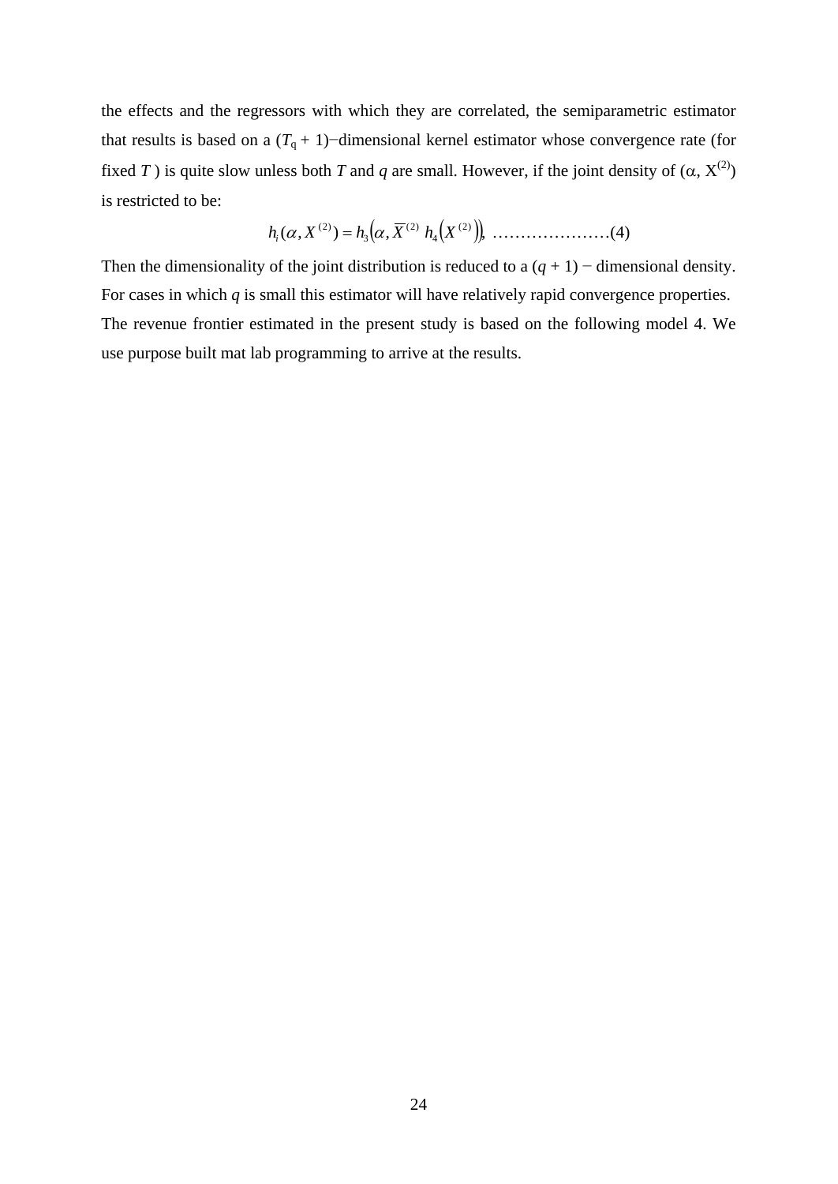the effects and the regressors with which they are correlated, the semiparametric estimator that results is based on a ($T_q$ + 1)−dimensional kernel estimator whose convergence rate (for fixed *T* ) is quite slow unless both *T* and *q* are small. However, if the joint density of ($\alpha$, $X^{(2)}$) is restricted to be:

$$h_i(\alpha, X^{(2)}) = h_3\left(\alpha, \overline{X}^{(2)}\ h_4\left(X^{(2)}\right)\right), \ \ldots\ldots\ldots\ldots\ldots\ldots\ldots(4)$$

Then the dimensionality of the joint distribution is reduced to a (*q* + 1) − dimensional density. For cases in which *q* is small this estimator will have relatively rapid convergence properties. The revenue frontier estimated in the present study is based on the following model 4. We use purpose built mat lab programming to arrive at the results.